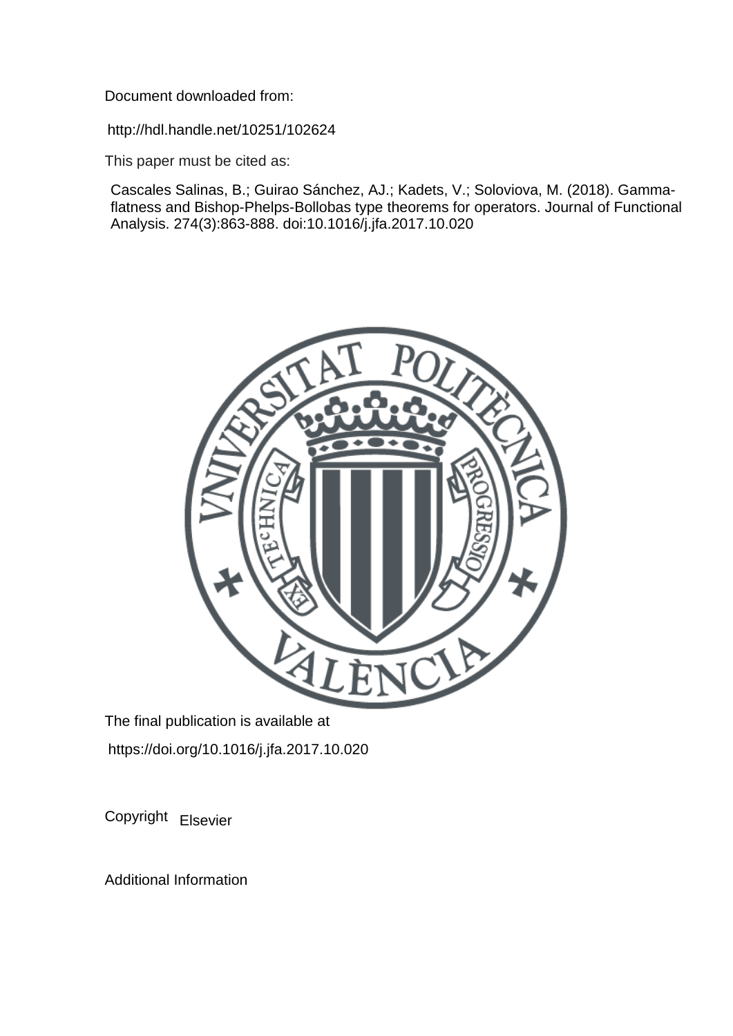Document downloaded from:

http://hdl.handle.net/10251/102624

This paper must be cited as:

Cascales Salinas, B.; Guirao Sánchez, AJ.; Kadets, V.; Soloviova, M. (2018). Gamma-flatness and Bishop-Phelps-Bollobas type theorems for operators. Journal of Functional Analysis. 274(3):863-888. doi:10.1016/j.jfa.2017.10.020

The final publication is available at

https://doi.org/10.1016/j.jfa.2017.10.020

Copyright Elsevier

Additional Information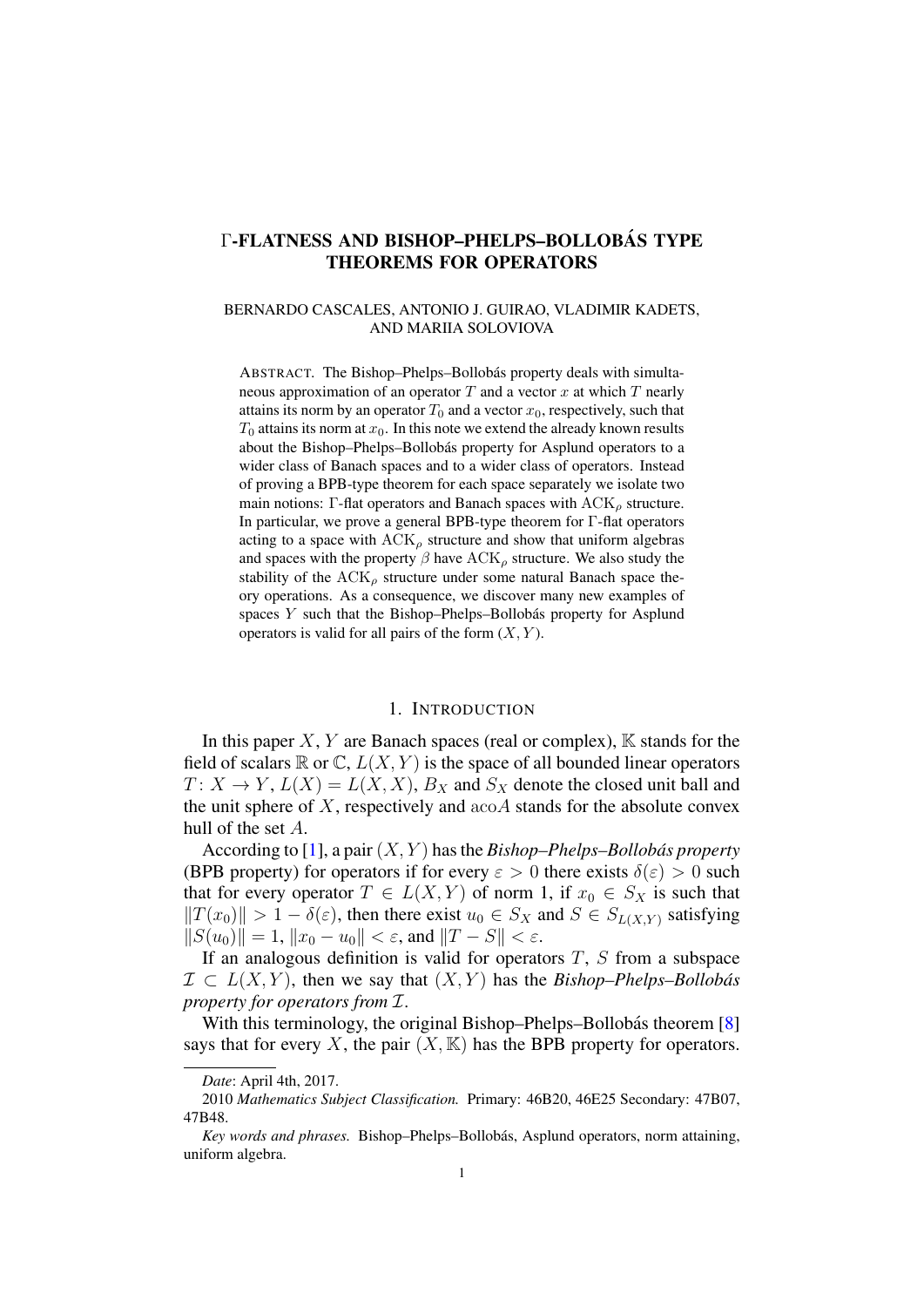# Γ-FLATNESS AND BISHOP–PHELPS–BOLLOBÁS TYPE THEOREMS FOR OPERATORS

BERNARDO CASCALES, ANTONIO J. GUIRAO, VLADIMIR KADETS, AND MARIIA SOLOVIOVA

ABSTRACT. The Bishop–Phelps–Bollobás property deals with simultaneous approximation of an operator $T$ and a vector $x$ at which $T$ nearly attains its norm by an operator $T_0$ and a vector $x_0$, respectively, such that $T_0$ attains its norm at $x_0$. In this note we extend the already known results about the Bishop–Phelps–Bollobás property for Asplund operators to a wider class of Banach spaces and to a wider class of operators. Instead of proving a BPB-type theorem for each space separately we isolate two main notions: Γ-flat operators and Banach spaces with $\mathrm{ACK}_\rho$ structure. In particular, we prove a general BPB-type theorem for Γ-flat operators acting to a space with $\mathrm{ACK}_\rho$ structure and show that uniform algebras and spaces with the property $\beta$ have $\mathrm{ACK}_\rho$ structure. We also study the stability of the $\mathrm{ACK}_\rho$ structure under some natural Banach space theory operations. As a consequence, we discover many new examples of spaces $Y$ such that the Bishop–Phelps–Bollobás property for Asplund operators is valid for all pairs of the form $(X, Y)$.

## 1. INTRODUCTION

In this paper $X, Y$ are Banach spaces (real or complex), $\mathbb{K}$ stands for the field of scalars $\mathbb{R}$ or $\mathbb{C}$, $L(X, Y)$ is the space of all bounded linear operators $T\colon X \to Y$, $L(X) = L(X, X)$, $B_X$ and $S_X$ denote the closed unit ball and the unit sphere of $X$, respectively and $\mathrm{aco}A$ stands for the absolute convex hull of the set $A$.

According to [1], a pair $(X, Y)$ has the *Bishop–Phelps–Bollobás property* (BPB property) for operators if for every $\varepsilon > 0$ there exists $\delta(\varepsilon) > 0$ such that for every operator $T \in L(X, Y)$ of norm 1, if $x_0 \in S_X$ is such that $\|T(x_0)\| > 1 - \delta(\varepsilon)$, then there exist $u_0 \in S_X$ and $S \in S_{L(X,Y)}$ satisfying $\|S(u_0)\| = 1$, $\|x_0 - u_0\| < \varepsilon$, and $\|T - S\| < \varepsilon$.

If an analogous definition is valid for operators $T$, $S$ from a subspace $\mathcal{I} \subset L(X, Y)$, then we say that $(X, Y)$ has the *Bishop–Phelps–Bollobás property for operators from* $\mathcal{I}$.

With this terminology, the original Bishop–Phelps–Bollobás theorem [8] says that for every $X$, the pair $(X, \mathbb{K})$ has the BPB property for operators.

---

*Date*: April 4th, 2017.

2010 *Mathematics Subject Classification.* Primary: 46B20, 46E25 Secondary: 47B07, 47B48.

*Key words and phrases.* Bishop–Phelps–Bollobás, Asplund operators, norm attaining, uniform algebra.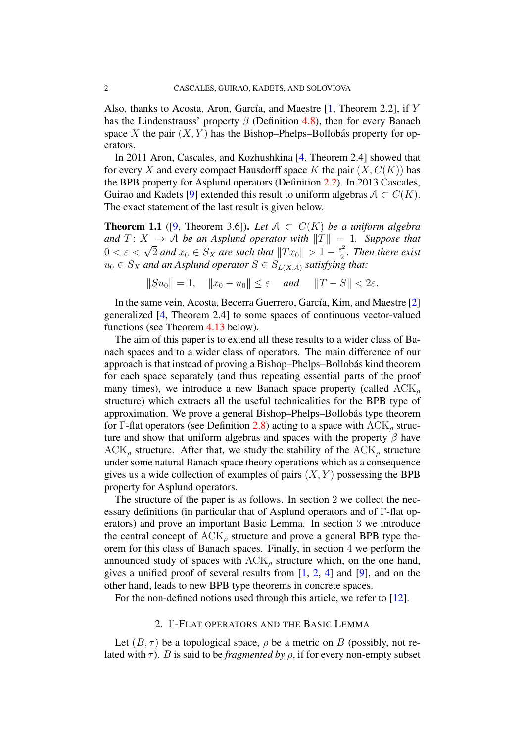Also, thanks to Acosta, Aron, García, and Maestre [1, Theorem 2.2], if $Y$ has the Lindenstrauss' property $\beta$ (Definition 4.8), then for every Banach space $X$ the pair $(X, Y)$ has the Bishop–Phelps–Bollobás property for operators.

In 2011 Aron, Cascales, and Kozhushkina [4, Theorem 2.4] showed that for every $X$ and every compact Hausdorff space $K$ the pair $(X, C(K))$ has the BPB property for Asplund operators (Definition 2.2). In 2013 Cascales, Guirao and Kadets [9] extended this result to uniform algebras $\mathcal{A} \subset C(K)$. The exact statement of the last result is given below.

**Theorem 1.1** ([9, Theorem 3.6]). *Let $\mathcal{A} \subset C(K)$ be a uniform algebra and $T\colon X \to \mathcal{A}$ be an Asplund operator with $\|T\| = 1$. Suppose that $0 < \varepsilon < \sqrt{2}$ and $x_0 \in S_X$ are such that $\|Tx_0\| > 1 - \frac{\varepsilon^2}{2}$. Then there exist $u_0 \in S_X$ and an Asplund operator $S \in S_{L(X,\mathcal{A})}$ satisfying that:*

$$\|Su_0\| = 1, \quad \|x_0 - u_0\| \le \varepsilon \quad \text{and} \quad \|T - S\| < 2\varepsilon.$$

In the same vein, Acosta, Becerra Guerrero, García, Kim, and Maestre [2] generalized [4, Theorem 2.4] to some spaces of continuous vector-valued functions (see Theorem 4.13 below).

The aim of this paper is to extend all these results to a wider class of Banach spaces and to a wider class of operators. The main difference of our approach is that instead of proving a Bishop–Phelps–Bollobás kind theorem for each space separately (and thus repeating essential parts of the proof many times), we introduce a new Banach space property (called $\mathrm{ACK}_\rho$ structure) which extracts all the useful technicalities for the BPB type of approximation. We prove a general Bishop–Phelps–Bollobás type theorem for $\Gamma$-flat operators (see Definition 2.8) acting to a space with $\mathrm{ACK}_\rho$ structure and show that uniform algebras and spaces with the property $\beta$ have $\mathrm{ACK}_\rho$ structure. After that, we study the stability of the $\mathrm{ACK}_\rho$ structure under some natural Banach space theory operations which as a consequence gives us a wide collection of examples of pairs $(X, Y)$ possessing the BPB property for Asplund operators.

The structure of the paper is as follows. In section 2 we collect the necessary definitions (in particular that of Asplund operators and of $\Gamma$-flat operators) and prove an important Basic Lemma. In section 3 we introduce the central concept of $\mathrm{ACK}_\rho$ structure and prove a general BPB type theorem for this class of Banach spaces. Finally, in section 4 we perform the announced study of spaces with $\mathrm{ACK}_\rho$ structure which, on the one hand, gives a unified proof of several results from [1, 2, 4] and [9], and on the other hand, leads to new BPB type theorems in concrete spaces.

For the non-defined notions used through this article, we refer to [12].

## 2. $\Gamma$-Flat operators and the Basic Lemma

Let $(B, \tau)$ be a topological space, $\rho$ be a metric on $B$ (possibly, not related with $\tau$). $B$ is said to be *fragmented by* $\rho$, if for every non-empty subset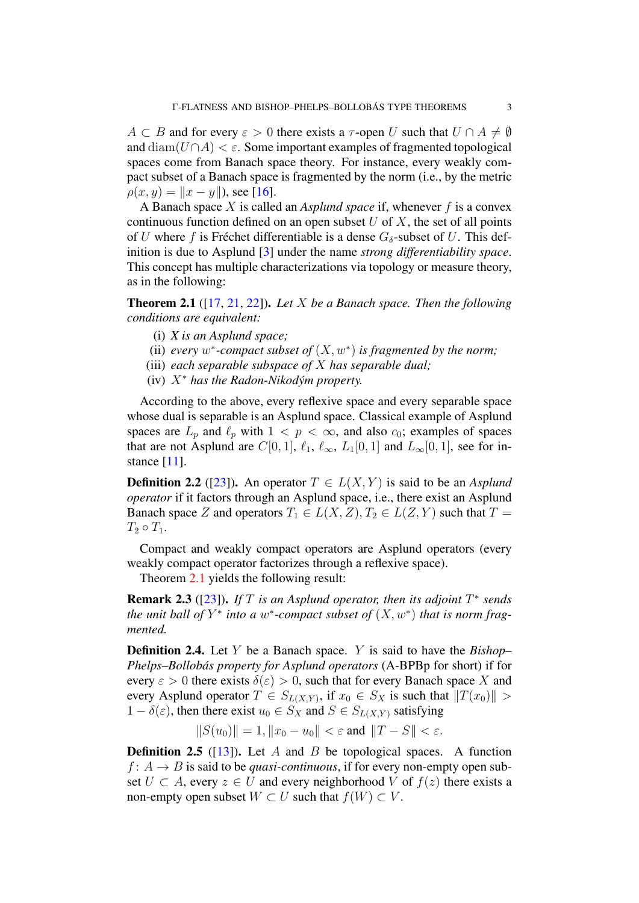$A \subset B$ and for every $\varepsilon > 0$ there exists a $\tau$-open $U$ such that $U \cap A \neq \emptyset$ and $\operatorname{diam}(U \cap A) < \varepsilon$. Some important examples of fragmented topological spaces come from Banach space theory. For instance, every weakly compact subset of a Banach space is fragmented by the norm (i.e., by the metric $\rho(x, y) = \|x - y\|$), see [16].

A Banach space $X$ is called an *Asplund space* if, whenever $f$ is a convex continuous function defined on an open subset $U$ of $X$, the set of all points of $U$ where $f$ is Fréchet differentiable is a dense $G_\delta$-subset of $U$. This definition is due to Asplund [3] under the name *strong differentiability space*. This concept has multiple characterizations via topology or measure theory, as in the following:

**Theorem 2.1** ([17, 21, 22]). *Let $X$ be a Banach space. Then the following conditions are equivalent:*

- (i) *$X$ is an Asplund space;*
- (ii) *every $w^*$-compact subset of $(X, w^*)$ is fragmented by the norm;*
- (iii) *each separable subspace of $X$ has separable dual;*
- (iv) *$X^*$ has the Radon-Nikodým property.*

According to the above, every reflexive space and every separable space whose dual is separable is an Asplund space. Classical example of Asplund spaces are $L_p$ and $\ell_p$ with $1 < p < \infty$, and also $c_0$; examples of spaces that are not Asplund are $C[0, 1]$, $\ell_1$, $\ell_\infty$, $L_1[0, 1]$ and $L_\infty[0, 1]$, see for instance [11].

**Definition 2.2** ([23]). An operator $T \in L(X, Y)$ is said to be an *Asplund operator* if it factors through an Asplund space, i.e., there exist an Asplund Banach space $Z$ and operators $T_1 \in L(X, Z), T_2 \in L(Z, Y)$ such that $T = T_2 \circ T_1$.

Compact and weakly compact operators are Asplund operators (every weakly compact operator factorizes through a reflexive space).

Theorem 2.1 yields the following result:

**Remark 2.3** ([23]). *If $T$ is an Asplund operator, then its adjoint $T^*$ sends the unit ball of $Y^*$ into a $w^*$-compact subset of $(X, w^*)$ that is norm fragmented.*

**Definition 2.4.** Let $Y$ be a Banach space. $Y$ is said to have the ***Bishop–Phelps–Bollobás property for Asplund operators*** (A-BPBp for short) if for every $\varepsilon > 0$ there exists $\delta(\varepsilon) > 0$, such that for every Banach space $X$ and every Asplund operator $T \in S_{L(X,Y)}$, if $x_0 \in S_X$ is such that $\|T(x_0)\| > 1 - \delta(\varepsilon)$, then there exist $u_0 \in S_X$ and $S \in S_{L(X,Y)}$ satisfying

$$\|S(u_0)\| = 1, \|x_0 - u_0\| < \varepsilon \text{ and } \|T - S\| < \varepsilon.$$

**Definition 2.5** ([13]). Let $A$ and $B$ be topological spaces. A function $f : A \to B$ is said to be *quasi-continuous*, if for every non-empty open subset $U \subset A$, every $z \in U$ and every neighborhood $V$ of $f(z)$ there exists a non-empty open subset $W \subset U$ such that $f(W) \subset V$.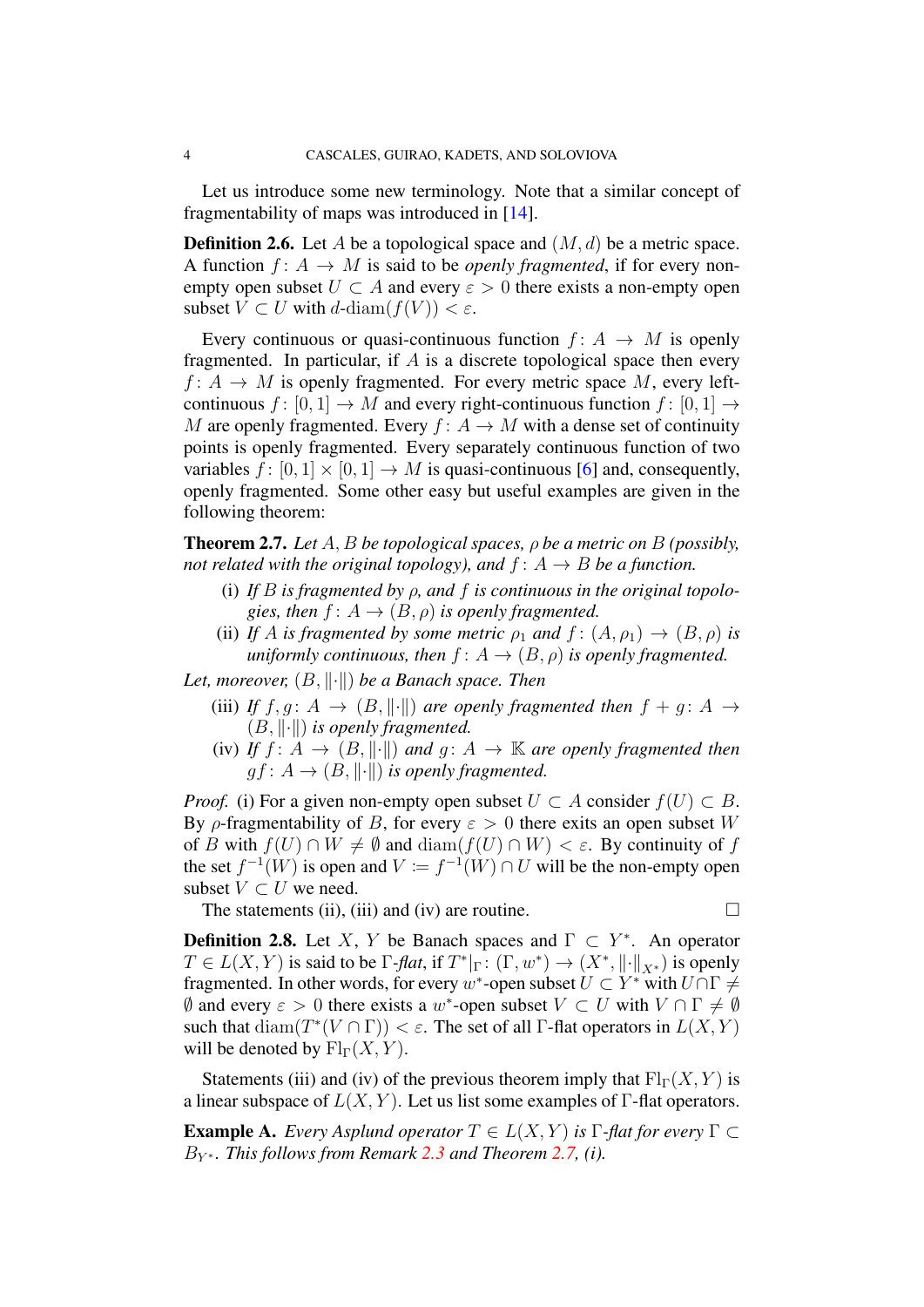Let us introduce some new terminology. Note that a similar concept of fragmentability of maps was introduced in [14].

**Definition 2.6.** Let $A$ be a topological space and $(M, d)$ be a metric space. A function $f\colon A \to M$ is said to be *openly fragmented*, if for every non-empty open subset $U \subset A$ and every $\varepsilon > 0$ there exists a non-empty open subset $V \subset U$ with $d\text{-diam}(f(V)) < \varepsilon$.

Every continuous or quasi-continuous function $f\colon A \to M$ is openly fragmented. In particular, if $A$ is a discrete topological space then every $f\colon A \to M$ is openly fragmented. For every metric space $M$, every left-continuous $f\colon [0,1] \to M$ and every right-continuous function $f\colon [0,1] \to M$ are openly fragmented. Every $f\colon A \to M$ with a dense set of continuity points is openly fragmented. Every separately continuous function of two variables $f\colon [0,1] \times [0,1] \to M$ is quasi-continuous [6] and, consequently, openly fragmented. Some other easy but useful examples are given in the following theorem:

**Theorem 2.7.** *Let $A, B$ be topological spaces, $\rho$ be a metric on $B$ (possibly, not related with the original topology), and $f\colon A \to B$ be a function.*

- (i) *If $B$ is fragmented by $\rho$, and $f$ is continuous in the original topologies, then $f\colon A \to (B, \rho)$ is openly fragmented.*
- (ii) *If $A$ is fragmented by some metric $\rho_1$ and $f\colon (A, \rho_1) \to (B, \rho)$ is uniformly continuous, then $f\colon A \to (B, \rho)$ is openly fragmented.*

*Let, moreover, $(B, \|\cdot\|)$ be a Banach space. Then*

- (iii) *If $f, g\colon A \to (B, \|\cdot\|)$ are openly fragmented then $f + g\colon A \to (B, \|\cdot\|)$ is openly fragmented.*
- (iv) *If $f\colon A \to (B, \|\cdot\|)$ and $g\colon A \to \mathbb{K}$ are openly fragmented then $gf\colon A \to (B, \|\cdot\|)$ is openly fragmented.*

*Proof.* (i) For a given non-empty open subset $U \subset A$ consider $f(U) \subset B$. By $\rho$-fragmentability of $B$, for every $\varepsilon > 0$ there exits an open subset $W$ of $B$ with $f(U) \cap W \neq \emptyset$ and $\operatorname{diam}(f(U) \cap W) < \varepsilon$. By continuity of $f$ the set $f^{-1}(W)$ is open and $V := f^{-1}(W) \cap U$ will be the non-empty open subset $V \subset U$ we need.

The statements (ii), (iii) and (iv) are routine. □

**Definition 2.8.** Let $X$, $Y$ be Banach spaces and $\Gamma \subset Y^*$. An operator $T \in L(X, Y)$ is said to be *$\Gamma$-flat*, if $T^*|_\Gamma\colon (\Gamma, w^*) \to (X^*, \|\cdot\|_{X^*})$ is openly fragmented. In other words, for every $w^*$-open subset $U \subset Y^*$ with $U \cap \Gamma \neq \emptyset$ and every $\varepsilon > 0$ there exists a $w^*$-open subset $V \subset U$ with $V \cap \Gamma \neq \emptyset$ such that $\operatorname{diam}(T^*(V \cap \Gamma)) < \varepsilon$. The set of all $\Gamma$-flat operators in $L(X, Y)$ will be denoted by $\operatorname{Fl}_\Gamma(X, Y)$.

Statements (iii) and (iv) of the previous theorem imply that $\operatorname{Fl}_\Gamma(X, Y)$ is a linear subspace of $L(X, Y)$. Let us list some examples of $\Gamma$-flat operators.

**Example A.** *Every Asplund operator $T \in L(X, Y)$ is $\Gamma$-flat for every $\Gamma \subset B_{Y^*}$. This follows from Remark 2.3 and Theorem 2.7, (i).*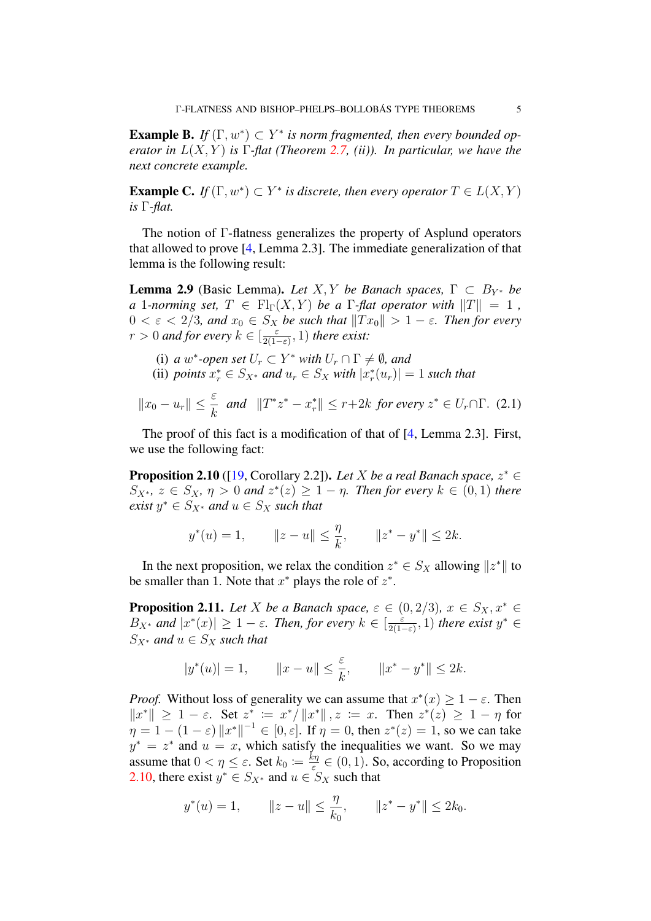**Example B.** *If $(\Gamma, w^*) \subset Y^*$ is norm fragmented, then every bounded operator in $L(X,Y)$ is $\Gamma$-flat (Theorem 2.7, (ii)). In particular, we have the next concrete example.*

**Example C.** *If $(\Gamma, w^*) \subset Y^*$ is discrete, then every operator $T \in L(X,Y)$ is $\Gamma$-flat.*

The notion of $\Gamma$-flatness generalizes the property of Asplund operators that allowed to prove [4, Lemma 2.3]. The immediate generalization of that lemma is the following result:

**Lemma 2.9** (Basic Lemma). *Let $X, Y$ be Banach spaces, $\Gamma \subset B_{Y^*}$ be a 1-norming set, $T \in \mathrm{Fl}_\Gamma(X,Y)$ be a $\Gamma$-flat operator with $\|T\| = 1$, $0 < \varepsilon < 2/3$, and $x_0 \in S_X$ be such that $\|Tx_0\| > 1 - \varepsilon$. Then for every $r > 0$ and for every $k \in [\frac{\varepsilon}{2(1-\varepsilon)}, 1)$ there exist:*

(i) *a $w^*$-open set $U_r \subset Y^*$ with $U_r \cap \Gamma \neq \emptyset$, and*
(ii) *points $x_r^* \in S_{X^*}$ and $u_r \in S_X$ with $|x_r^*(u_r)| = 1$ such that*

$$\|x_0 - u_r\| \leq \frac{\varepsilon}{k} \quad \text{and} \quad \|T^* z^* - x_r^*\| \leq r + 2k \text{ for every } z^* \in U_r \cap \Gamma. \tag{2.1}$$

The proof of this fact is a modification of that of [4, Lemma 2.3]. First, we use the following fact:

**Proposition 2.10** ([19, Corollary 2.2]). *Let $X$ be a real Banach space, $z^* \in S_{X^*}$, $z \in S_X$, $\eta > 0$ and $z^*(z) \geq 1 - \eta$. Then for every $k \in (0,1)$ there exist $y^* \in S_{X^*}$ and $u \in S_X$ such that*

$$y^*(u) = 1, \qquad \|z - u\| \leq \frac{\eta}{k}, \qquad \|z^* - y^*\| \leq 2k.$$

In the next proposition, we relax the condition $z^* \in S_X$ allowing $\|z^*\|$ to be smaller than 1. Note that $x^*$ plays the role of $z^*$.

**Proposition 2.11.** *Let $X$ be a Banach space, $\varepsilon \in (0, 2/3)$, $x \in S_X$, $x^* \in B_{X^*}$ and $|x^*(x)| \geq 1 - \varepsilon$. Then, for every $k \in [\frac{\varepsilon}{2(1-\varepsilon)}, 1)$ there exist $y^* \in S_{X^*}$ and $u \in S_X$ such that*

$$|y^*(u)| = 1, \qquad \|x - u\| \leq \frac{\varepsilon}{k}, \qquad \|x^* - y^*\| \leq 2k.$$

*Proof.* Without loss of generality we can assume that $x^*(x) \geq 1 - \varepsilon$. Then $\|x^*\| \geq 1 - \varepsilon$. Set $z^* := x^*/\|x^*\|$, $z := x$. Then $z^*(z) \geq 1 - \eta$ for $\eta = 1 - (1-\varepsilon)\|x^*\|^{-1} \in [0, \varepsilon]$. If $\eta = 0$, then $z^*(z) = 1$, so we can take $y^* = z^*$ and $u = x$, which satisfy the inequalities we want. So we may assume that $0 < \eta \leq \varepsilon$. Set $k_0 := \frac{k\eta}{\varepsilon} \in (0,1)$. So, according to Proposition 2.10, there exist $y^* \in S_{X^*}$ and $u \in S_X$ such that

$$y^*(u) = 1, \qquad \|z - u\| \leq \frac{\eta}{k_0}, \qquad \|z^* - y^*\| \leq 2k_0.$$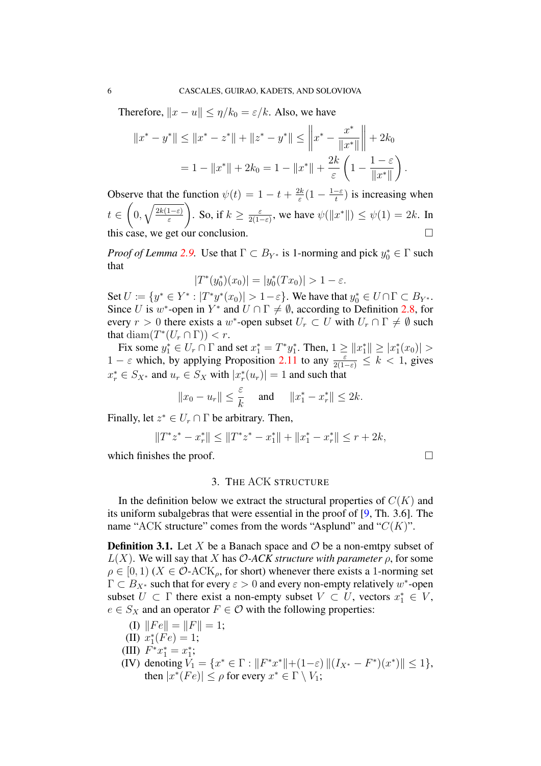Therefore, $\|x - u\| \leq \eta/k_0 = \varepsilon/k$. Also, we have

$$\|x^* - y^*\| \leq \|x^* - z^*\| + \|z^* - y^*\| \leq \left\| x^* - \frac{x^*}{\|x^*\|} \right\| + 2k_0$$
$$= 1 - \|x^*\| + 2k_0 = 1 - \|x^*\| + \frac{2k}{\varepsilon}\left(1 - \frac{1-\varepsilon}{\|x^*\|}\right).$$

Observe that the function $\psi(t) = 1 - t + \frac{2k}{\varepsilon}(1 - \frac{1-\varepsilon}{t})$ is increasing when $t \in \left(0, \sqrt{\frac{2k(1-\varepsilon)}{\varepsilon}}\right)$. So, if $k \geq \frac{\varepsilon}{2(1-\varepsilon)}$, we have $\psi(\|x^*\|) \leq \psi(1) = 2k$. In this case, we get our conclusion. □

*Proof of Lemma 2.9.* Use that $\Gamma \subset B_{Y^*}$ is 1-norming and pick $y_0^* \in \Gamma$ such that

$$|T^*(y_0^*)(x_0)| = |y_0^*(Tx_0)| > 1 - \varepsilon.$$

Set $U := \{y^* \in Y^* : |T^*y^*(x_0)| > 1-\varepsilon\}$. We have that $y_0^* \in U \cap \Gamma \subset B_{Y^*}$. Since $U$ is $w^*$-open in $Y^*$ and $U \cap \Gamma \neq \emptyset$, according to Definition 2.8, for every $r > 0$ there exists a $w^*$-open subset $U_r \subset U$ with $U_r \cap \Gamma \neq \emptyset$ such that $\operatorname{diam}(T^*(U_r \cap \Gamma)) < r$.

Fix some $y_1^* \in U_r \cap \Gamma$ and set $x_1^* = T^*y_1^*$. Then, $1 \geq \|x_1^*\| \geq |x_1^*(x_0)| > 1 - \varepsilon$ which, by applying Proposition 2.11 to any $\frac{\varepsilon}{2(1-\varepsilon)} \leq k < 1$, gives $x_r^* \in S_{X^*}$ and $u_r \in S_X$ with $|x_r^*(u_r)| = 1$ and such that

$$\|x_0 - u_r\| \leq \frac{\varepsilon}{k} \quad \text{ and } \quad \|x_1^* - x_r^*\| \leq 2k.$$

Finally, let $z^* \in U_r \cap \Gamma$ be arbitrary. Then,

$$\|T^*z^* - x_r^*\| \leq \|T^*z^* - x_1^*\| + \|x_1^* - x_r^*\| \leq r + 2k,$$

which finishes the proof. □

## 3. The ACK structure

In the definition below we extract the structural properties of $C(K)$ and its uniform subalgebras that were essential in the proof of [9, Th. 3.6]. The name "ACK structure" comes from the words "Asplund" and "$C(K)$".

**Definition 3.1.** Let $X$ be a Banach space and $\mathcal{O}$ be a non-emtpy subset of $L(X)$. We will say that $X$ has *$\mathcal{O}$-ACK structure with parameter* $\rho$, for some $\rho \in [0, 1)$ ($X \in \mathcal{O}$-ACK$_\rho$, for short) whenever there exists a 1-norming set $\Gamma \subset B_{X^*}$ such that for every $\varepsilon > 0$ and every non-empty relatively $w^*$-open subset $U \subset \Gamma$ there exist a non-empty subset $V \subset U$, vectors $x_1^* \in V$, $e \in S_X$ and an operator $F \in \mathcal{O}$ with the following properties:

- (I) $\|Fe\| = \|F\| = 1$;
- (II) $x_1^*(Fe) = 1$;
- (III) $F^*x_1^* = x_1^*$;
- (IV) denoting $V_1 = \{x^* \in \Gamma : \|F^*x^*\| + (1-\varepsilon)\,\|(I_{X^*} - F^*)(x^*)\| \leq 1\}$, then $|x^*(Fe)| \leq \rho$ for every $x^* \in \Gamma \setminus V_1$;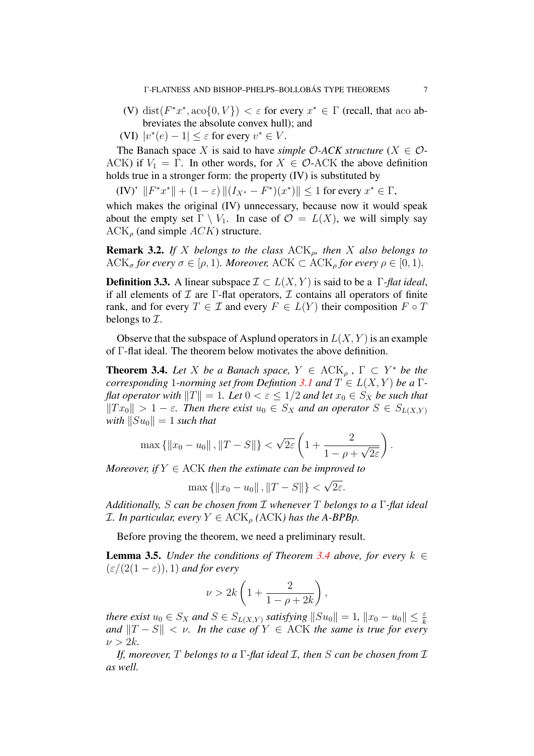(V) $\operatorname{dist}(F^*x^*, \operatorname{aco}\{0, V\}) < \varepsilon$ for every $x^* \in \Gamma$ (recall, that aco abbreviates the absolute convex hull); and

(VI) $|v^*(e) - 1| \leq \varepsilon$ for every $v^* \in V$.

The Banach space $X$ is said to have *simple $\mathcal{O}$-ACK structure* ($X \in \mathcal{O}$-ACK) if $V_1 = \Gamma$. In other words, for $X \in \mathcal{O}$-ACK the above definition holds true in a stronger form: the property (IV) is substituted by

(IV)' $\|F^*x^*\| + (1-\varepsilon)\,\|(I_{X^*} - F^*)(x^*)\| \leq 1$ for every $x^* \in \Gamma$,

which makes the original (IV) unnecessary, because now it would speak about the empty set $\Gamma \setminus V_1$. In case of $\mathcal{O} = L(X)$, we will simply say $\mathrm{ACK}_\rho$ (and simple $ACK$) structure.

**Remark 3.2.** *If $X$ belongs to the class $\mathrm{ACK}_\rho$, then $X$ also belongs to $\mathrm{ACK}_\sigma$ for every $\sigma \in [\rho, 1)$. Moreover, $\mathrm{ACK} \subset \mathrm{ACK}_\rho$ for every $\rho \in [0, 1)$.*

**Definition 3.3.** A linear subspace $\mathcal{I} \subset L(X, Y)$ is said to be a *$\Gamma$-flat ideal*, if all elements of $\mathcal{I}$ are $\Gamma$-flat operators, $\mathcal{I}$ contains all operators of finite rank, and for every $T \in \mathcal{I}$ and every $F \in L(Y)$ their composition $F \circ T$ belongs to $\mathcal{I}$.

Observe that the subspace of Asplund operators in $L(X, Y)$ is an example of $\Gamma$-flat ideal. The theorem below motivates the above definition.

**Theorem 3.4.** *Let $X$ be a Banach space, $Y \in \mathrm{ACK}_\rho$, $\Gamma \subset Y^*$ be the corresponding 1-norming set from Defintion 3.1 and $T \in L(X, Y)$ be a $\Gamma$-flat operator with $\|T\| = 1$. Let $0 < \varepsilon \leq 1/2$ and let $x_0 \in S_X$ be such that $\|Tx_0\| > 1 - \varepsilon$. Then there exist $u_0 \in S_X$ and an operator $S \in S_{L(X,Y)}$ with $\|Su_0\| = 1$ such that*

$$\max\{\|x_0 - u_0\|, \|T - S\|\} < \sqrt{2\varepsilon}\left(1 + \frac{2}{1 - \rho + \sqrt{2\varepsilon}}\right).$$

*Moreover, if $Y \in \mathrm{ACK}$ then the estimate can be improved to*

$$\max\{\|x_0 - u_0\|, \|T - S\|\} < \sqrt{2\varepsilon}.$$

*Additionally, $S$ can be chosen from $\mathcal{I}$ whenever $T$ belongs to a $\Gamma$-flat ideal $\mathcal{I}$. In particular, every $Y \in \mathrm{ACK}_\rho$ ($\mathrm{ACK}$) has the A-BPBp.*

Before proving the theorem, we need a preliminary result.

**Lemma 3.5.** *Under the conditions of Theorem 3.4 above, for every $k \in (\varepsilon/(2(1-\varepsilon)), 1)$ and for every*

$$\nu > 2k\left(1 + \frac{2}{1 - \rho + 2k}\right),$$

*there exist $u_0 \in S_X$ and $S \in S_{L(X,Y)}$ satisfying $\|Su_0\| = 1$, $\|x_0 - u_0\| \leq \frac{\varepsilon}{k}$ and $\|T - S\| < \nu$. In the case of $Y \in \mathrm{ACK}$ the same is true for every $\nu > 2k$.*

*If, moreover, $T$ belongs to a $\Gamma$-flat ideal $\mathcal{I}$, then $S$ can be chosen from $\mathcal{I}$ as well.*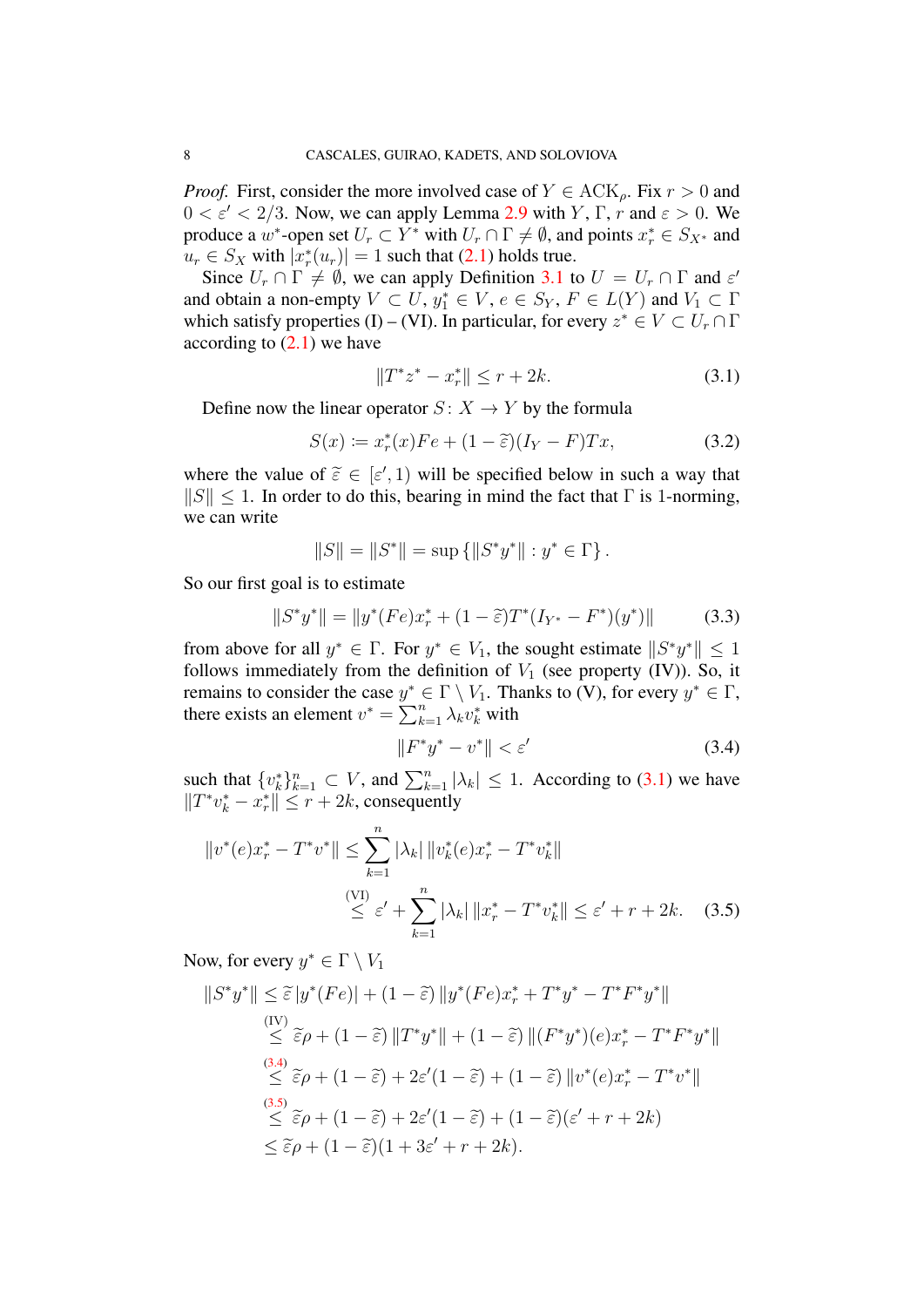*Proof.* First, consider the more involved case of $Y \in \mathrm{ACK}_\rho$. Fix $r > 0$ and $0 < \varepsilon' < 2/3$. Now, we can apply Lemma 2.9 with $Y$, $\Gamma$, $r$ and $\varepsilon > 0$. We produce a $w^*$-open set $U_r \subset Y^*$ with $U_r \cap \Gamma \neq \emptyset$, and points $x_r^* \in S_{X^*}$ and $u_r \in S_X$ with $|x_r^*(u_r)| = 1$ such that (2.1) holds true.

Since $U_r \cap \Gamma \neq \emptyset$, we can apply Definition 3.1 to $U = U_r \cap \Gamma$ and $\varepsilon'$ and obtain a non-empty $V \subset U$, $y_1^* \in V$, $e \in S_Y$, $F \in L(Y)$ and $V_1 \subset \Gamma$ which satisfy properties (I) – (VI). In particular, for every $z^* \in V \subset U_r \cap \Gamma$ according to (2.1) we have

$$\|T^* z^* - x_r^*\| \leq r + 2k. \tag{3.1}$$

Define now the linear operator $S\colon X \to Y$ by the formula

$$S(x) := x_r^*(x) F e + (1 - \widetilde{\varepsilon})(I_Y - F) T x, \tag{3.2}$$

where the value of $\widetilde{\varepsilon} \in [\varepsilon', 1)$ will be specified below in such a way that $\|S\| \leq 1$. In order to do this, bearing in mind the fact that $\Gamma$ is 1-norming, we can write

$$\|S\| = \|S^*\| = \sup\left\{\|S^* y^*\| : y^* \in \Gamma\right\}.$$

So our first goal is to estimate

$$\|S^* y^*\| = \|y^*(Fe) x_r^* + (1 - \widetilde{\varepsilon}) T^*(I_{Y^*} - F^*)(y^*)\| \tag{3.3}$$

from above for all $y^* \in \Gamma$. For $y^* \in V_1$, the sought estimate $\|S^* y^*\| \leq 1$ follows immediately from the definition of $V_1$ (see property (IV)). So, it remains to consider the case $y^* \in \Gamma \setminus V_1$. Thanks to (V), for every $y^* \in \Gamma$, there exists an element $v^* = \sum_{k=1}^n \lambda_k v_k^*$ with

$$\|F^* y^* - v^*\| < \varepsilon' \tag{3.4}$$

such that $\{v_k^*\}_{k=1}^n \subset V$, and $\sum_{k=1}^n |\lambda_k| \leq 1$. According to (3.1) we have $\|T^* v_k^* - x_r^*\| \leq r + 2k$, consequently

$$\begin{aligned}
\|v^*(e) x_r^* - T^* v^*\| &\leq \sum_{k=1}^n |\lambda_k| \, \|v_k^*(e) x_r^* - T^* v_k^*\| \\
&\overset{\text{(VI)}}{\leq} \varepsilon' + \sum_{k=1}^n |\lambda_k| \, \|x_r^* - T^* v_k^*\| \leq \varepsilon' + r + 2k.
\end{aligned} \tag{3.5}$$

Now, for every $y^* \in \Gamma \setminus V_1$

$$\begin{aligned}
\|S^* y^*\| &\leq \widetilde{\varepsilon} |y^*(Fe)| + (1 - \widetilde{\varepsilon}) \|y^*(Fe) x_r^* + T^* y^* - T^* F^* y^*\| \\
&\overset{\text{(IV)}}{\leq} \widetilde{\varepsilon}\rho + (1 - \widetilde{\varepsilon}) \|T^* y^*\| + (1 - \widetilde{\varepsilon}) \|(F^* y^*)(e) x_r^* - T^* F^* y^*\| \\
&\overset{(3.4)}{\leq} \widetilde{\varepsilon}\rho + (1 - \widetilde{\varepsilon}) + 2\varepsilon'(1 - \widetilde{\varepsilon}) + (1 - \widetilde{\varepsilon}) \|v^*(e) x_r^* - T^* v^*\| \\
&\overset{(3.5)}{\leq} \widetilde{\varepsilon}\rho + (1 - \widetilde{\varepsilon}) + 2\varepsilon'(1 - \widetilde{\varepsilon}) + (1 - \widetilde{\varepsilon})(\varepsilon' + r + 2k) \\
&\leq \widetilde{\varepsilon}\rho + (1 - \widetilde{\varepsilon})(1 + 3\varepsilon' + r + 2k).
\end{aligned}$$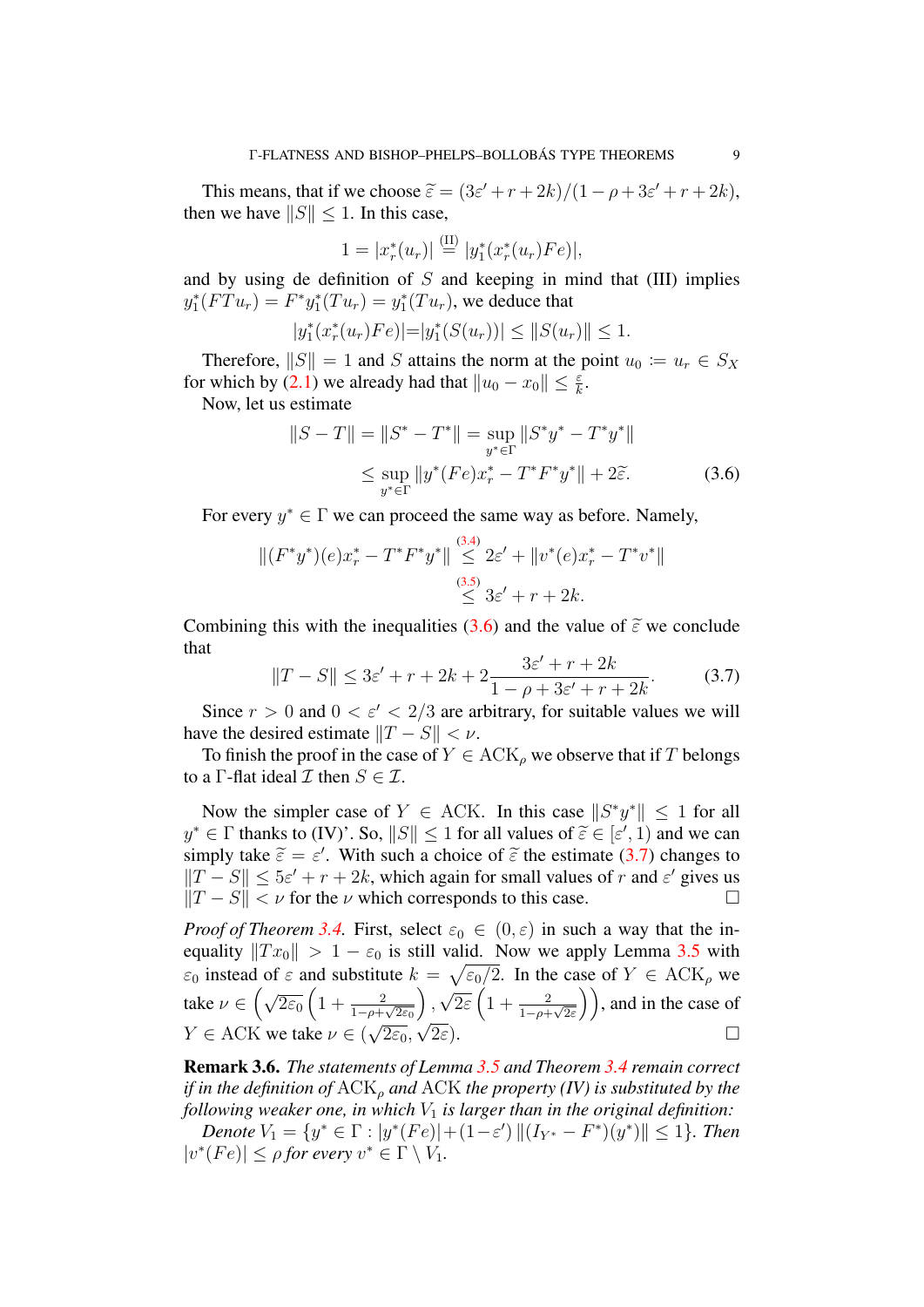This means, that if we choose $\widetilde{\varepsilon} = (3\varepsilon' + r + 2k)/(1 - \rho + 3\varepsilon' + r + 2k)$, then we have $\|S\| \le 1$. In this case,

$$1 = |x_r^*(u_r)| \overset{\text{(II)}}{=} |y_1^*(x_r^*(u_r)Fe)|,$$

and by using de definition of $S$ and keeping in mind that (III) implies $y_1^*(FTu_r) = F^*y_1^*(Tu_r) = y_1^*(Tu_r)$, we deduce that

$$|y_1^*(x_r^*(u_r)Fe)| = |y_1^*(S(u_r))| \le \|S(u_r)\| \le 1.$$

Therefore, $\|S\| = 1$ and $S$ attains the norm at the point $u_0 := u_r \in S_X$ for which by (2.1) we already had that $\|u_0 - x_0\| \le \frac{\varepsilon}{k}$.

Now, let us estimate

$$\begin{aligned}
\|S - T\| = \|S^* - T^*\| &= \sup_{y^* \in \Gamma} \|S^*y^* - T^*y^*\| \\
&\le \sup_{y^* \in \Gamma} \|y^*(Fe)x_r^* - T^*F^*y^*\| + 2\widetilde{\varepsilon}.
\end{aligned} \tag{3.6}$$

For every $y^* \in \Gamma$ we can proceed the same way as before. Namely,

$$\begin{aligned}
\|(F^*y^*)(e)x_r^* - T^*F^*y^*\| &\overset{(3.4)}{\le} 2\varepsilon' + \|v^*(e)x_r^* - T^*v^*\| \\
&\overset{(3.5)}{\le} 3\varepsilon' + r + 2k.
\end{aligned}$$

Combining this with the inequalities (3.6) and the value of $\widetilde{\varepsilon}$ we conclude that

$$\|T - S\| \le 3\varepsilon' + r + 2k + 2\frac{3\varepsilon' + r + 2k}{1 - \rho + 3\varepsilon' + r + 2k}. \tag{3.7}$$

Since $r > 0$ and $0 < \varepsilon' < 2/3$ are arbitrary, for suitable values we will have the desired estimate $\|T - S\| < \nu$.

To finish the proof in the case of $Y \in \mathrm{ACK}_\rho$ we observe that if $T$ belongs to a $\Gamma$-flat ideal $\mathcal{I}$ then $S \in \mathcal{I}$.

Now the simpler case of $Y \in \mathrm{ACK}$. In this case $\|S^*y^*\| \le 1$ for all $y^* \in \Gamma$ thanks to (IV)'. So, $\|S\| \le 1$ for all values of $\widetilde{\varepsilon} \in [\varepsilon', 1)$ and we can simply take $\widetilde{\varepsilon} = \varepsilon'$. With such a choice of $\widetilde{\varepsilon}$ the estimate (3.7) changes to $\|T - S\| \le 5\varepsilon' + r + 2k$, which again for small values of $r$ and $\varepsilon'$ gives us $\|T - S\| < \nu$ for the $\nu$ which corresponds to this case. □

*Proof of Theorem 3.4.* First, select $\varepsilon_0 \in (0, \varepsilon)$ in such a way that the inequality $\|Tx_0\| > 1 - \varepsilon_0$ is still valid. Now we apply Lemma 3.5 with $\varepsilon_0$ instead of $\varepsilon$ and substitute $k = \sqrt{\varepsilon_0/2}$. In the case of $Y \in \mathrm{ACK}_\rho$ we take $\nu \in \left(\sqrt{2\varepsilon_0}\left(1 + \frac{2}{1-\rho+\sqrt{2\varepsilon_0}}\right), \sqrt{2\varepsilon}\left(1 + \frac{2}{1-\rho+\sqrt{2\varepsilon}}\right)\right)$, and in the case of $Y \in \mathrm{ACK}$ we take $\nu \in (\sqrt{2\varepsilon_0}, \sqrt{2\varepsilon})$. □

**Remark 3.6.** *The statements of Lemma 3.5 and Theorem 3.4 remain correct if in the definition of $\mathrm{ACK}_\rho$ and $\mathrm{ACK}$ the property (IV) is substituted by the following weaker one, in which $V_1$ is larger than in the original definition:*

*Denote $V_1 = \{y^* \in \Gamma : |y^*(Fe)| + (1-\varepsilon')\,\|(I_{Y^*} - F^*)(y^*)\| \le 1\}$. Then $|v^*(Fe)| \le \rho$ for every $v^* \in \Gamma \setminus V_1$.*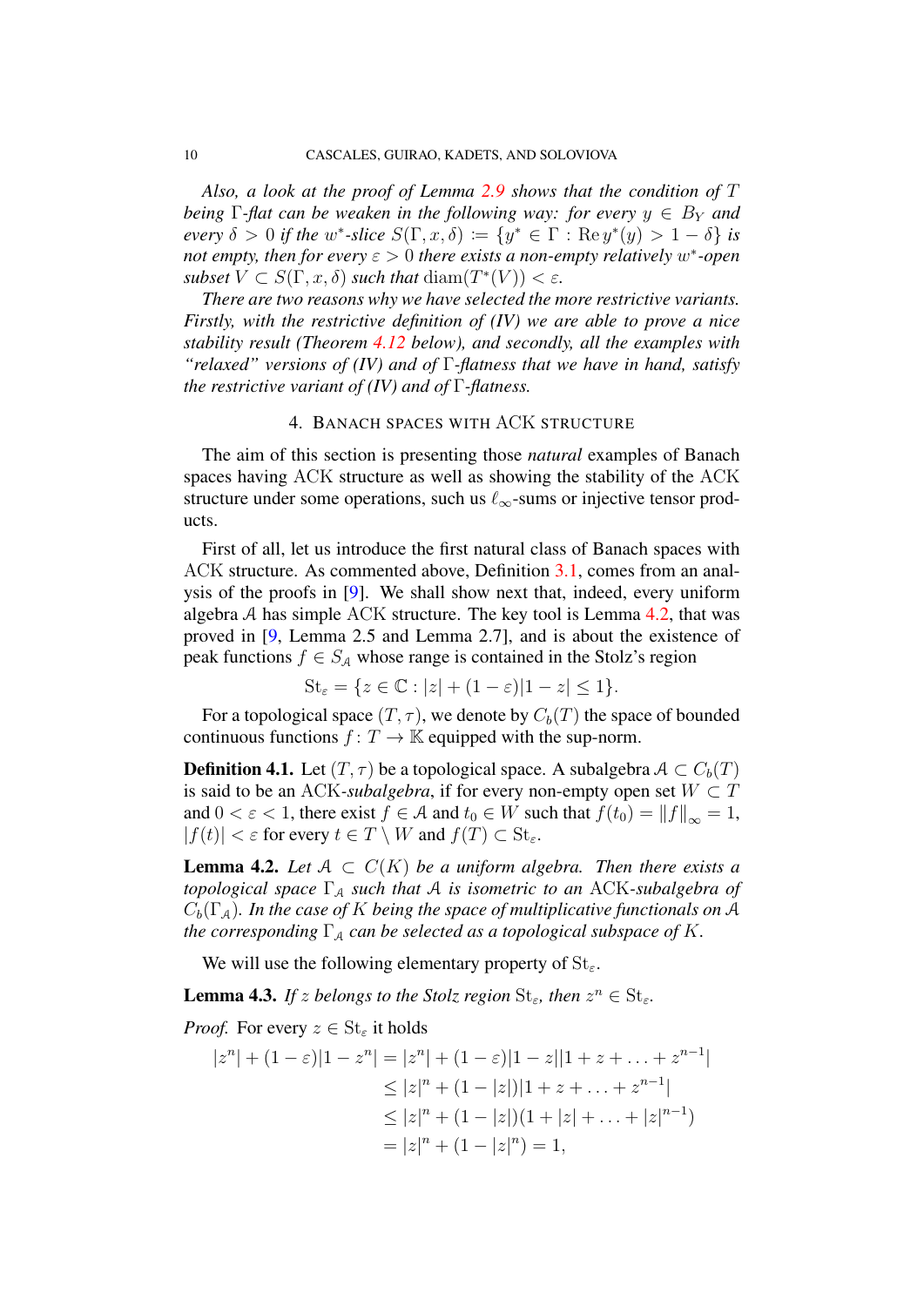*Also, a look at the proof of Lemma 2.9 shows that the condition of $T$ being $\Gamma$-flat can be weaken in the following way: for every $y \in B_Y$ and every $\delta > 0$ if the $w^*$-slice $S(\Gamma, x, \delta) := \{y^* \in \Gamma : \operatorname{Re} y^*(y) > 1 - \delta\}$ is not empty, then for every $\varepsilon > 0$ there exists a non-empty relatively $w^*$-open subset $V \subset S(\Gamma, x, \delta)$ such that $\operatorname{diam}(T^*(V)) < \varepsilon$.*

*There are two reasons why we have selected the more restrictive variants. Firstly, with the restrictive definition of (IV) we are able to prove a nice stability result (Theorem 4.12 below), and secondly, all the examples with "relaxed" versions of (IV) and of $\Gamma$-flatness that we have in hand, satisfy the restrictive variant of (IV) and of $\Gamma$-flatness.*

## 4. Banach spaces with ACK structure

The aim of this section is presenting those *natural* examples of Banach spaces having ACK structure as well as showing the stability of the ACK structure under some operations, such us $\ell_\infty$-sums or injective tensor products.

First of all, let us introduce the first natural class of Banach spaces with ACK structure. As commented above, Definition 3.1, comes from an analysis of the proofs in [9]. We shall show next that, indeed, every uniform algebra $\mathcal{A}$ has simple ACK structure. The key tool is Lemma 4.2, that was proved in [9, Lemma 2.5 and Lemma 2.7], and is about the existence of peak functions $f \in S_{\mathcal{A}}$ whose range is contained in the Stolz's region

$$\mathrm{St}_\varepsilon = \{z \in \mathbb{C} : |z| + (1-\varepsilon)|1-z| \leq 1\}.$$

For a topological space $(T, \tau)$, we denote by $C_b(T)$ the space of bounded continuous functions $f : T \to \mathbb{K}$ equipped with the sup-norm.

**Definition 4.1.** Let $(T, \tau)$ be a topological space. A subalgebra $\mathcal{A} \subset C_b(T)$ is said to be an ACK-*subalgebra*, if for every non-empty open set $W \subset T$ and $0 < \varepsilon < 1$, there exist $f \in \mathcal{A}$ and $t_0 \in W$ such that $f(t_0) = \|f\|_\infty = 1$, $|f(t)| < \varepsilon$ for every $t \in T \setminus W$ and $f(T) \subset \mathrm{St}_\varepsilon$.

**Lemma 4.2.** *Let $\mathcal{A} \subset C(K)$ be a uniform algebra. Then there exists a topological space $\Gamma_{\mathcal{A}}$ such that $\mathcal{A}$ is isometric to an* ACK*-subalgebra of $C_b(\Gamma_{\mathcal{A}})$. In the case of $K$ being the space of multiplicative functionals on $\mathcal{A}$ the corresponding $\Gamma_{\mathcal{A}}$ can be selected as a topological subspace of $K$.*

We will use the following elementary property of $\mathrm{St}_\varepsilon$.

**Lemma 4.3.** *If $z$ belongs to the Stolz region $\mathrm{St}_\varepsilon$, then $z^n \in \mathrm{St}_\varepsilon$.*

*Proof.* For every $z \in \mathrm{St}_\varepsilon$ it holds

$$\begin{aligned}
|z^n| + (1-\varepsilon)|1 - z^n| &= |z^n| + (1-\varepsilon)|1-z||1 + z + \ldots + z^{n-1}| \\
&\leq |z|^n + (1 - |z|)|1 + z + \ldots + z^{n-1}| \\
&\leq |z|^n + (1-|z|)(1 + |z| + \ldots + |z|^{n-1}) \\
&= |z|^n + (1 - |z|^n) = 1,
\end{aligned}$$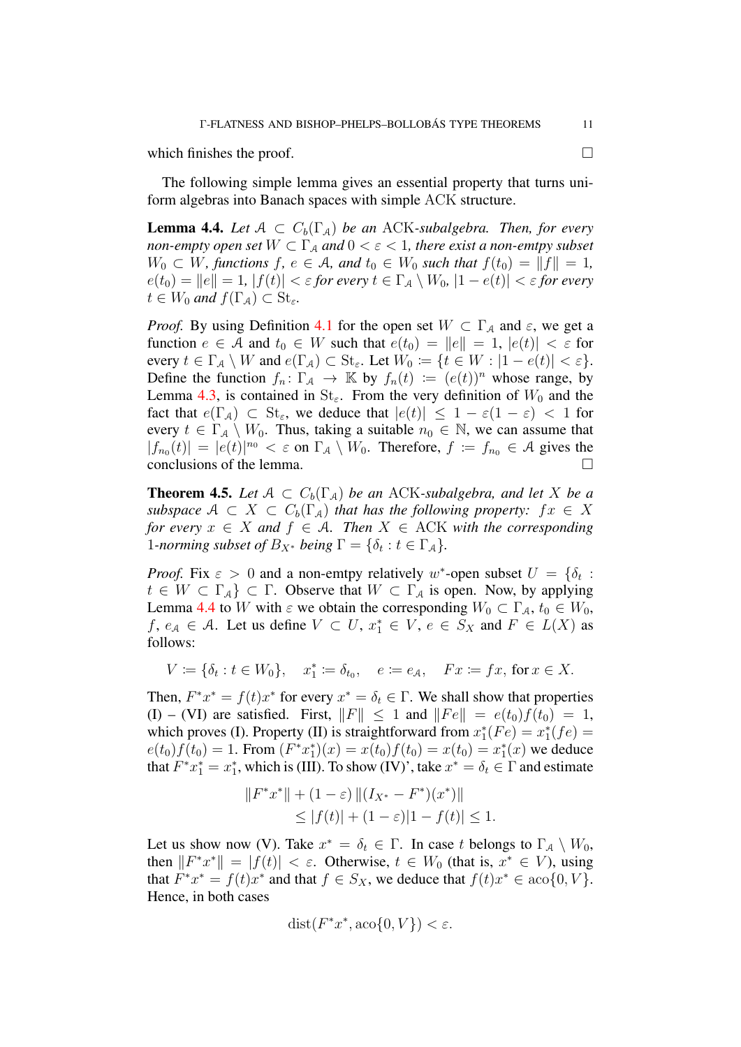which finishes the proof. $\square$

The following simple lemma gives an essential property that turns uniform algebras into Banach spaces with simple ACK structure.

**Lemma 4.4.** *Let $\mathcal{A} \subset C_b(\Gamma_{\mathcal{A}})$ be an* ACK*-subalgebra. Then, for every non-empty open set $W \subset \Gamma_{\mathcal{A}}$ and $0 < \varepsilon < 1$, there exist a non-emtpy subset $W_0 \subset W$, functions $f$, $e \in \mathcal{A}$, and $t_0 \in W_0$ such that $f(t_0) = \|f\| = 1$, $e(t_0) = \|e\| = 1$, $|f(t)| < \varepsilon$ for every $t \in \Gamma_{\mathcal{A}} \setminus W_0$, $|1 - e(t)| < \varepsilon$ for every $t \in W_0$ and $f(\Gamma_{\mathcal{A}}) \subset \mathrm{St}_\varepsilon$.*

*Proof.* By using Definition 4.1 for the open set $W \subset \Gamma_{\mathcal{A}}$ and $\varepsilon$, we get a function $e \in \mathcal{A}$ and $t_0 \in W$ such that $e(t_0) = \|e\| = 1$, $|e(t)| < \varepsilon$ for every $t \in \Gamma_{\mathcal{A}} \setminus W$ and $e(\Gamma_{\mathcal{A}}) \subset \mathrm{St}_\varepsilon$. Let $W_0 := \{t \in W : |1 - e(t)| < \varepsilon\}$. Define the function $f_n \colon \Gamma_{\mathcal{A}} \to \mathbb{K}$ by $f_n(t) := (e(t))^n$ whose range, by Lemma 4.3, is contained in $\mathrm{St}_\varepsilon$. From the very definition of $W_0$ and the fact that $e(\Gamma_{\mathcal{A}}) \subset \mathrm{St}_\varepsilon$, we deduce that $|e(t)| \leq 1 - \varepsilon(1 - \varepsilon) < 1$ for every $t \in \Gamma_{\mathcal{A}} \setminus W_0$. Thus, taking a suitable $n_0 \in \mathbb{N}$, we can assume that $|f_{n_0}(t)| = |e(t)|^{n_0} < \varepsilon$ on $\Gamma_{\mathcal{A}} \setminus W_0$. Therefore, $f := f_{n_0} \in \mathcal{A}$ gives the conclusions of the lemma. $\square$

**Theorem 4.5.** *Let $\mathcal{A} \subset C_b(\Gamma_{\mathcal{A}})$ be an* ACK*-subalgebra, and let $X$ be a subspace $\mathcal{A} \subset X \subset C_b(\Gamma_{\mathcal{A}})$ that has the following property: $fx \in X$ for every $x \in X$ and $f \in \mathcal{A}$. Then $X \in$ ACK with the corresponding 1-norming subset of $B_{X^*}$ being $\Gamma = \{\delta_t : t \in \Gamma_{\mathcal{A}}\}$.*

*Proof.* Fix $\varepsilon > 0$ and a non-emtpy relatively $w^*$-open subset $U = \{\delta_t : t \in W \subset \Gamma_{\mathcal{A}}\} \subset \Gamma$. Observe that $W \subset \Gamma_{\mathcal{A}}$ is open. Now, by applying Lemma 4.4 to $W$ with $\varepsilon$ we obtain the corresponding $W_0 \subset \Gamma_{\mathcal{A}}$, $t_0 \in W_0$, $f$, $e_{\mathcal{A}} \in \mathcal{A}$. Let us define $V \subset U$, $x_1^* \in V$, $e \in S_X$ and $F \in L(X)$ as follows:

$$V := \{\delta_t : t \in W_0\}, \quad x_1^* := \delta_{t_0}, \quad e := e_{\mathcal{A}}, \quad Fx := fx, \text{ for } x \in X.$$

Then, $F^*x^* = f(t)x^*$ for every $x^* = \delta_t \in \Gamma$. We shall show that properties (I) – (VI) are satisfied. First, $\|F\| \leq 1$ and $\|Fe\| = e(t_0)f(t_0) = 1$, which proves (I). Property (II) is straightforward from $x_1^*(Fe) = x_1^*(fe) = e(t_0)f(t_0) = 1$. From $(F^*x_1^*)(x) = x(t_0)f(t_0) = x(t_0) = x_1^*(x)$ we deduce that $F^*x_1^* = x_1^*$, which is (III). To show (IV)', take $x^* = \delta_t \in \Gamma$ and estimate

$$\begin{aligned} &\|F^*x^*\| + (1 - \varepsilon)\,\|(I_{X^*} - F^*)(x^*)\| \\ &\qquad \leq |f(t)| + (1 - \varepsilon)|1 - f(t)| \leq 1. \end{aligned}$$

Let us show now (V). Take $x^* = \delta_t \in \Gamma$. In case $t$ belongs to $\Gamma_{\mathcal{A}} \setminus W_0$, then $\|F^*x^*\| = |f(t)| < \varepsilon$. Otherwise, $t \in W_0$ (that is, $x^* \in V$), using that $F^*x^* = f(t)x^*$ and that $f \in S_X$, we deduce that $f(t)x^* \in \mathrm{aco}\{0, V\}$. Hence, in both cases

$$\mathrm{dist}(F^*x^*, \mathrm{aco}\{0, V\}) < \varepsilon.$$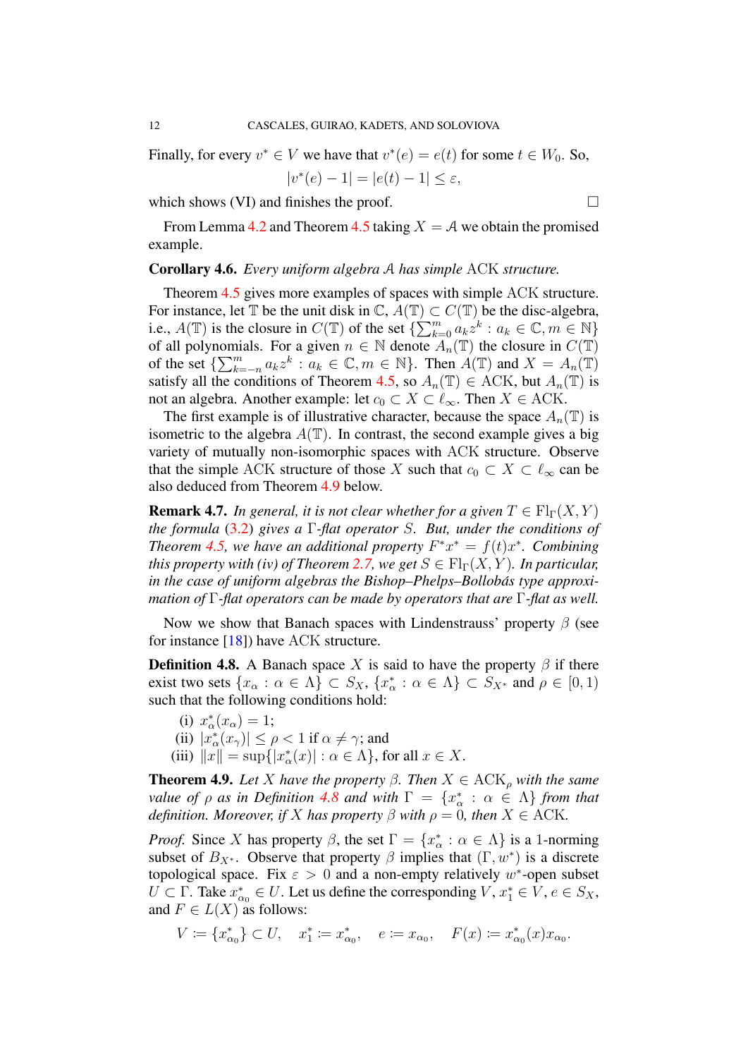Finally, for every $v^* \in V$ we have that $v^*(e) = e(t)$ for some $t \in W_0$. So,

$$|v^*(e) - 1| = |e(t) - 1| \leq \varepsilon,$$

which shows (VI) and finishes the proof. $\square$

From Lemma 4.2 and Theorem 4.5 taking $X = \mathcal{A}$ we obtain the promised example.

**Corollary 4.6.** *Every uniform algebra $\mathcal{A}$ has simple* ACK *structure.*

Theorem 4.5 gives more examples of spaces with simple ACK structure. For instance, let $\mathbb{T}$ be the unit disk in $\mathbb{C}$, $A(\mathbb{T}) \subset C(\mathbb{T})$ be the disc-algebra, i.e., $A(\mathbb{T})$ is the closure in $C(\mathbb{T})$ of the set $\{\sum_{k=0}^{m} a_k z^k : a_k \in \mathbb{C}, m \in \mathbb{N}\}$ of all polynomials. For a given $n \in \mathbb{N}$ denote $A_n(\mathbb{T})$ the closure in $C(\mathbb{T})$ of the set $\{\sum_{k=-n}^{m} a_k z^k : a_k \in \mathbb{C}, m \in \mathbb{N}\}$. Then $A(\mathbb{T})$ and $X = A_n(\mathbb{T})$ satisfy all the conditions of Theorem 4.5, so $A_n(\mathbb{T}) \in \mathrm{ACK}$, but $A_n(\mathbb{T})$ is not an algebra. Another example: let $c_0 \subset X \subset \ell_\infty$. Then $X \in \mathrm{ACK}$.

The first example is of illustrative character, because the space $A_n(\mathbb{T})$ is isometric to the algebra $A(\mathbb{T})$. In contrast, the second example gives a big variety of mutually non-isomorphic spaces with ACK structure. Observe that the simple ACK structure of those $X$ such that $c_0 \subset X \subset \ell_\infty$ can be also deduced from Theorem 4.9 below.

**Remark 4.7.** *In general, it is not clear whether for a given $T \in \mathrm{Fl}_\Gamma(X, Y)$ the formula (3.2) gives a $\Gamma$-flat operator $S$. But, under the conditions of Theorem 4.5, we have an additional property $F^* x^* = f(t) x^*$. Combining this property with (iv) of Theorem 2.7, we get $S \in \mathrm{Fl}_\Gamma(X, Y)$. In particular, in the case of uniform algebras the Bishop–Phelps–Bollobás type approximation of $\Gamma$-flat operators can be made by operators that are $\Gamma$-flat as well.*

Now we show that Banach spaces with Lindenstrauss' property $\beta$ (see for instance [18]) have ACK structure.

**Definition 4.8.** A Banach space $X$ is said to have the property $\beta$ if there exist two sets $\{x_\alpha : \alpha \in \Lambda\} \subset S_X$, $\{x_\alpha^* : \alpha \in \Lambda\} \subset S_{X^*}$ and $\rho \in [0, 1)$ such that the following conditions hold:

(i) $x_\alpha^*(x_\alpha) = 1$;

(ii) $|x_\alpha^*(x_\gamma)| \leq \rho < 1$ if $\alpha \neq \gamma$; and

(iii) $\|x\| = \sup\{|x_\alpha^*(x)| : \alpha \in \Lambda\}$, for all $x \in X$.

**Theorem 4.9.** *Let $X$ have the property $\beta$. Then $X \in \mathrm{ACK}_\rho$ with the same value of $\rho$ as in Definition 4.8 and with $\Gamma = \{x_\alpha^* : \alpha \in \Lambda\}$ from that definition. Moreover, if $X$ has property $\beta$ with $\rho = 0$, then $X \in \mathrm{ACK}$.*

*Proof.* Since $X$ has property $\beta$, the set $\Gamma = \{x_\alpha^* : \alpha \in \Lambda\}$ is a 1-norming subset of $B_{X^*}$. Observe that property $\beta$ implies that $(\Gamma, w^*)$ is a discrete topological space. Fix $\varepsilon > 0$ and a non-empty relatively $w^*$-open subset $U \subset \Gamma$. Take $x_{\alpha_0}^* \in U$. Let us define the corresponding $V$, $x_1^* \in V$, $e \in S_X$, and $F \in L(X)$ as follows:

$$V := \{x_{\alpha_0}^*\} \subset U, \quad x_1^* := x_{\alpha_0}^*, \quad e := x_{\alpha_0}, \quad F(x) := x_{\alpha_0}^*(x) x_{\alpha_0}.$$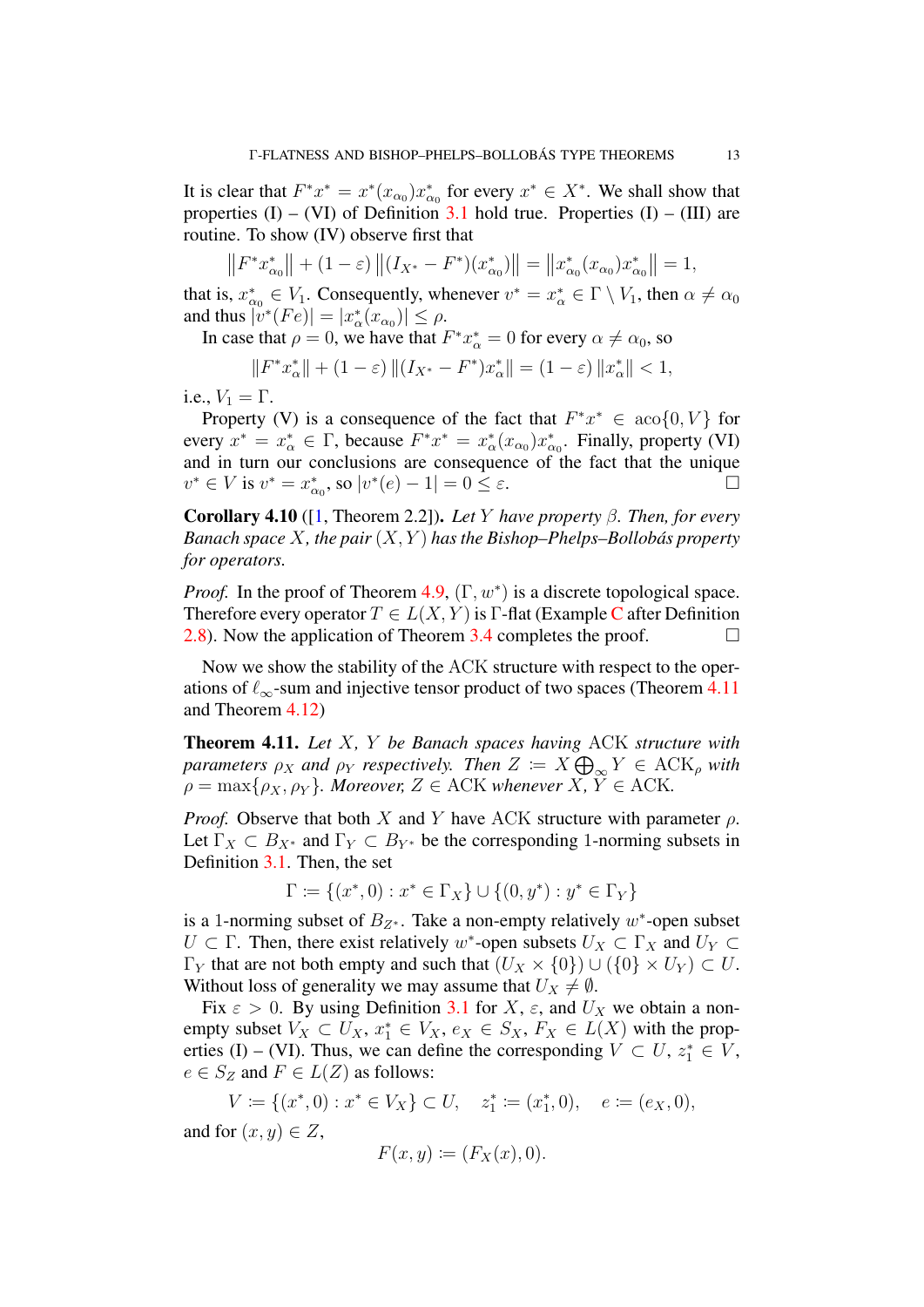It is clear that $F^*x^* = x^*(x_{\alpha_0})x^*_{\alpha_0}$ for every $x^* \in X^*$. We shall show that properties (I) – (VI) of Definition 3.1 hold true. Properties (I) – (III) are routine. To show (IV) observe first that

$$\left\|F^*x^*_{\alpha_0}\right\| + (1-\varepsilon)\left\|(I_{X^*} - F^*)(x^*_{\alpha_0})\right\| = \left\|x^*_{\alpha_0}(x_{\alpha_0})x^*_{\alpha_0}\right\| = 1,$$

that is, $x^*_{\alpha_0} \in V_1$. Consequently, whenever $v^* = x^*_\alpha \in \Gamma \setminus V_1$, then $\alpha \neq \alpha_0$ and thus $|v^*(Fe)| = |x^*_\alpha(x_{\alpha_0})| \leq \rho$.

In case that $\rho = 0$, we have that $F^*x^*_\alpha = 0$ for every $\alpha \neq \alpha_0$, so

$$\|F^*x^*_\alpha\| + (1-\varepsilon)\|(I_{X^*} - F^*)x^*_\alpha\| = (1-\varepsilon)\|x^*_\alpha\| < 1,$$

i.e., $V_1 = \Gamma$.

Property (V) is a consequence of the fact that $F^*x^* \in \operatorname{aco}\{0, V\}$ for every $x^* = x^*_\alpha \in \Gamma$, because $F^*x^* = x^*_\alpha(x_{\alpha_0})x^*_{\alpha_0}$. Finally, property (VI) and in turn our conclusions are consequence of the fact that the unique $v^* \in V$ is $v^* = x^*_{\alpha_0}$, so $|v^*(e) - 1| = 0 \leq \varepsilon$. □

**Corollary 4.10** ([1, Theorem 2.2]). *Let $Y$ have property $\beta$. Then, for every Banach space $X$, the pair $(X, Y)$ has the Bishop–Phelps–Bollobás property for operators.*

*Proof.* In the proof of Theorem 4.9, $(\Gamma, w^*)$ is a discrete topological space. Therefore every operator $T \in L(X,Y)$ is $\Gamma$-flat (Example C after Definition 2.8). Now the application of Theorem 3.4 completes the proof. □

Now we show the stability of the ACK structure with respect to the operations of $\ell_\infty$-sum and injective tensor product of two spaces (Theorem 4.11 and Theorem 4.12)

**Theorem 4.11.** *Let $X$, $Y$ be Banach spaces having* ACK *structure with parameters $\rho_X$ and $\rho_Y$ respectively. Then $Z := X \bigoplus_\infty Y \in \mathrm{ACK}_\rho$ with $\rho = \max\{\rho_X, \rho_Y\}$. Moreover, $Z \in \mathrm{ACK}$ whenever $X, Y \in \mathrm{ACK}$.*

*Proof.* Observe that both $X$ and $Y$ have ACK structure with parameter $\rho$. Let $\Gamma_X \subset B_{X^*}$ and $\Gamma_Y \subset B_{Y^*}$ be the corresponding 1-norming subsets in Definition 3.1. Then, the set

$$\Gamma := \{(x^*, 0) : x^* \in \Gamma_X\} \cup \{(0, y^*) : y^* \in \Gamma_Y\}$$

is a 1-norming subset of $B_{Z^*}$. Take a non-empty relatively $w^*$-open subset $U \subset \Gamma$. Then, there exist relatively $w^*$-open subsets $U_X \subset \Gamma_X$ and $U_Y \subset \Gamma_Y$ that are not both empty and such that $(U_X \times \{0\}) \cup (\{0\} \times U_Y) \subset U$. Without loss of generality we may assume that $U_X \neq \emptyset$.

Fix $\varepsilon > 0$. By using Definition 3.1 for $X$, $\varepsilon$, and $U_X$ we obtain a non-empty subset $V_X \subset U_X$, $x_1^* \in V_X$, $e_X \in S_X$, $F_X \in L(X)$ with the properties (I) – (VI). Thus, we can define the corresponding $V \subset U$, $z_1^* \in V$, $e \in S_Z$ and $F \in L(Z)$ as follows:

$$V := \{(x^*, 0) : x^* \in V_X\} \subset U, \quad z_1^* := (x_1^*, 0), \quad e := (e_X, 0),$$

and for $(x, y) \in Z$,

$$F(x, y) := (F_X(x), 0).$$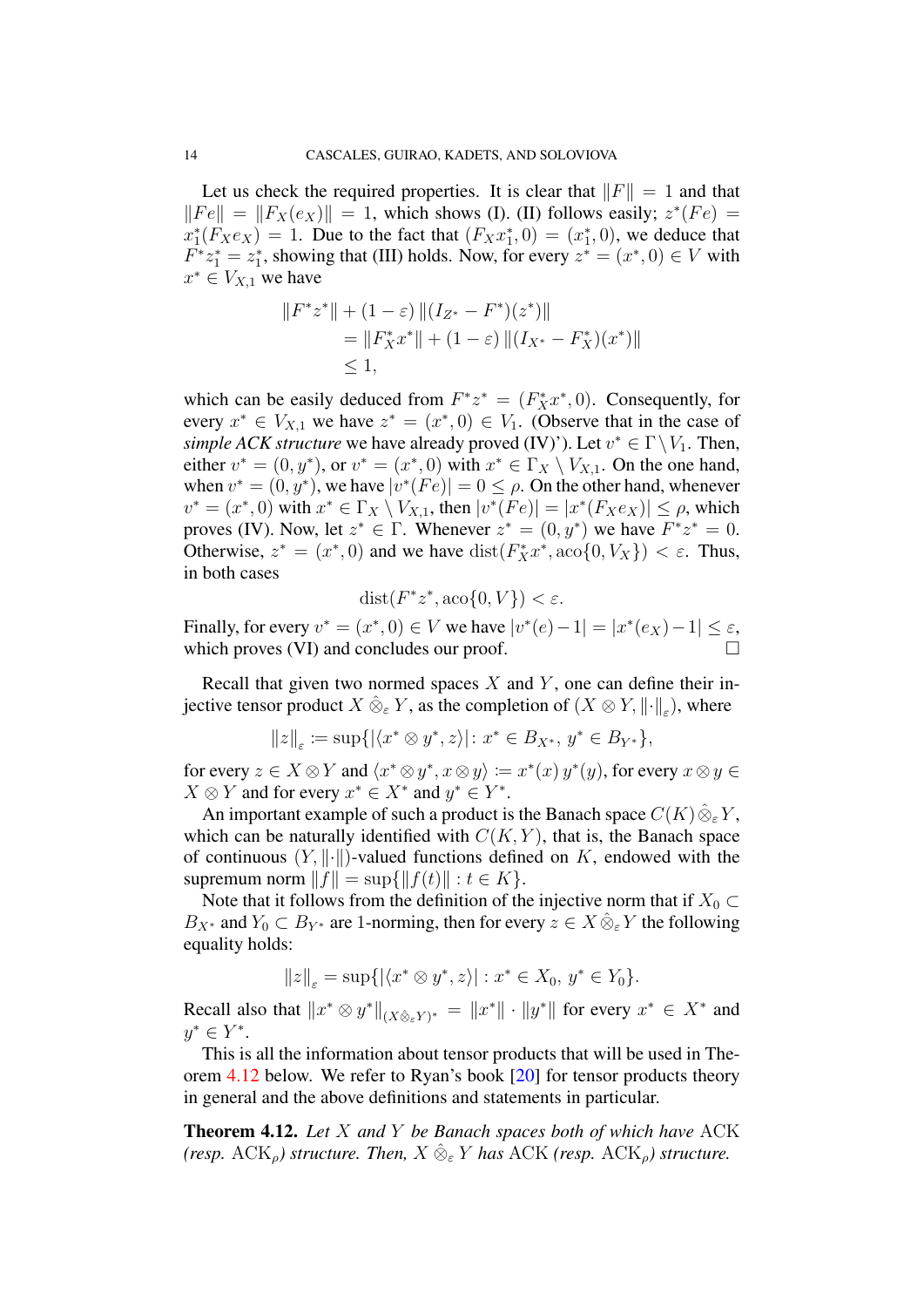Let us check the required properties. It is clear that $\|F\| = 1$ and that $\|Fe\| = \|F_X(e_X)\| = 1$, which shows (I). (II) follows easily; $z^*(Fe) = x_1^*(F_X e_X) = 1$. Due to the fact that $(F_X x_1^*, 0) = (x_1^*, 0)$, we deduce that $F^* z_1^* = z_1^*$, showing that (III) holds. Now, for every $z^* = (x^*, 0) \in V$ with $x^* \in V_{X,1}$ we have

$$
\begin{aligned}
&\|F^* z^*\| + (1-\varepsilon)\, \|(I_{Z^*} - F^*)(z^*)\| \\
&\quad = \|F_X^* x^*\| + (1-\varepsilon)\, \|(I_{X^*} - F_X^*)(x^*)\| \\
&\quad \leq 1,
\end{aligned}
$$

which can be easily deduced from $F^* z^* = (F_X^* x^*, 0)$. Consequently, for every $x^* \in V_{X,1}$ we have $z^* = (x^*, 0) \in V_1$. (Observe that in the case of *simple ACK structure* we have already proved (IV)'). Let $v^* \in \Gamma \setminus V_1$. Then, either $v^* = (0, y^*)$, or $v^* = (x^*, 0)$ with $x^* \in \Gamma_X \setminus V_{X,1}$. On the one hand, when $v^* = (0, y^*)$, we have $|v^*(Fe)| = 0 \leq \rho$. On the other hand, whenever $v^* = (x^*, 0)$ with $x^* \in \Gamma_X \setminus V_{X,1}$, then $|v^*(Fe)| = |x^*(F_X e_X)| \leq \rho$, which proves (IV). Now, let $z^* \in \Gamma$. Whenever $z^* = (0, y^*)$ we have $F^* z^* = 0$. Otherwise, $z^* = (x^*, 0)$ and we have $\operatorname{dist}(F_X^* x^*, \operatorname{aco}\{0, V_X\}) < \varepsilon$. Thus, in both cases

$$
\operatorname{dist}(F^* z^*, \operatorname{aco}\{0, V\}) < \varepsilon.
$$

Finally, for every $v^* = (x^*, 0) \in V$ we have $|v^*(e) - 1| = |x^*(e_X) - 1| \leq \varepsilon$, which proves (VI) and concludes our proof. $\square$

Recall that given two normed spaces $X$ and $Y$, one can define their injective tensor product $X \hat{\otimes}_\varepsilon Y$, as the completion of $(X \otimes Y, \|\cdot\|_\varepsilon)$, where

$$
\|z\|_\varepsilon := \sup\{|\langle x^* \otimes y^*, z\rangle| \colon x^* \in B_{X^*},\ y^* \in B_{Y^*}\},
$$

for every $z \in X \otimes Y$ and $\langle x^* \otimes y^*, x \otimes y\rangle := x^*(x)\, y^*(y)$, for every $x \otimes y \in X \otimes Y$ and for every $x^* \in X^*$ and $y^* \in Y^*$.

An important example of such a product is the Banach space $C(K) \hat{\otimes}_\varepsilon Y$, which can be naturally identified with $C(K, Y)$, that is, the Banach space of continuous $(Y, \|\cdot\|)$-valued functions defined on $K$, endowed with the supremum norm $\|f\| = \sup\{\|f(t)\| : t \in K\}$.

Note that it follows from the definition of the injective norm that if $X_0 \subset B_{X^*}$ and $Y_0 \subset B_{Y^*}$ are 1-norming, then for every $z \in X \hat{\otimes}_\varepsilon Y$ the following equality holds:

$$
\|z\|_\varepsilon = \sup\{|\langle x^* \otimes y^*, z\rangle| : x^* \in X_0,\ y^* \in Y_0\}.
$$

Recall also that $\|x^* \otimes y^*\|_{(X \hat{\otimes}_\varepsilon Y)^*} = \|x^*\| \cdot \|y^*\|$ for every $x^* \in X^*$ and $y^* \in Y^*$.

This is all the information about tensor products that will be used in Theorem 4.12 below. We refer to Ryan's book [20] for tensor products theory in general and the above definitions and statements in particular.

**Theorem 4.12.** *Let $X$ and $Y$ be Banach spaces both of which have* ACK *(resp.* $\mathrm{ACK}_\rho$*) structure. Then, $X \hat{\otimes}_\varepsilon Y$ has* ACK *(resp.* $\mathrm{ACK}_\rho$*) structure.*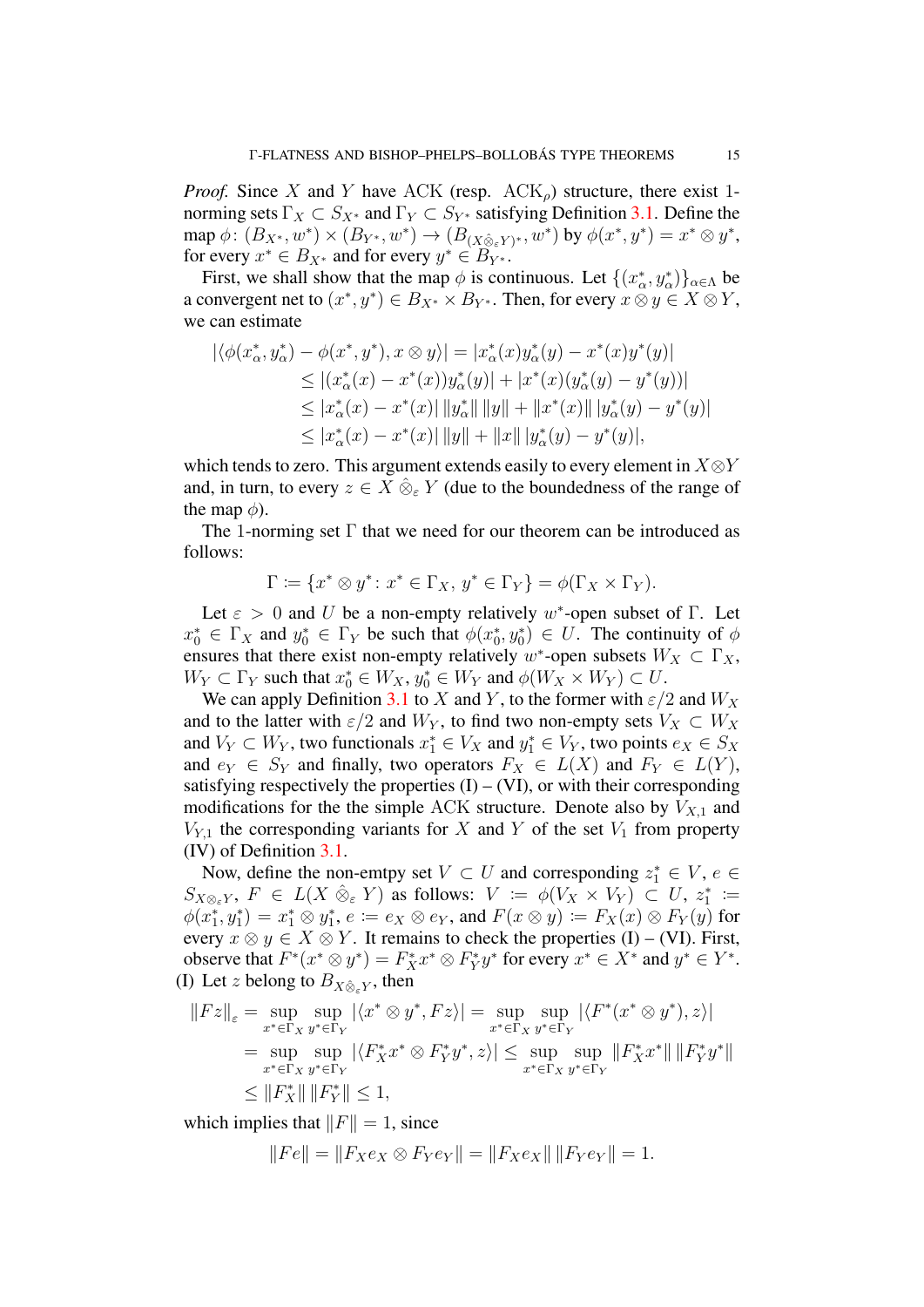*Proof.* Since $X$ and $Y$ have ACK (resp. ACK$_\rho$) structure, there exist 1-norming sets $\Gamma_X \subset S_{X^*}$ and $\Gamma_Y \subset S_{Y^*}$ satisfying Definition 3.1. Define the map $\phi\colon (B_{X^*}, w^*) \times (B_{Y^*}, w^*) \to (B_{(X\hat{\otimes}_\varepsilon Y)^*}, w^*)$ by $\phi(x^*, y^*) = x^* \otimes y^*$, for every $x^* \in B_{X^*}$ and for every $y^* \in B_{Y^*}$.

First, we shall show that the map $\phi$ is continuous. Let $\{(x^*_\alpha, y^*_\alpha)\}_{\alpha\in\Lambda}$ be a convergent net to $(x^*, y^*) \in B_{X^*} \times B_{Y^*}$. Then, for every $x \otimes y \in X \otimes Y$, we can estimate

$$
\begin{aligned}
|\langle \phi(x^*_\alpha, y^*_\alpha) - \phi(x^*, y^*), x \otimes y\rangle| &= |x^*_\alpha(x) y^*_\alpha(y) - x^*(x) y^*(y)| \\
&\leq |(x^*_\alpha(x) - x^*(x)) y^*_\alpha(y)| + |x^*(x)(y^*_\alpha(y) - y^*(y))| \\
&\leq |x^*_\alpha(x) - x^*(x)| \, \|y^*_\alpha\| \, \|y\| + \|x^*(x)\| \, |y^*_\alpha(y) - y^*(y)| \\
&\leq |x^*_\alpha(x) - x^*(x)| \, \|y\| + \|x\| \, |y^*_\alpha(y) - y^*(y)|,
\end{aligned}
$$

which tends to zero. This argument extends easily to every element in $X \otimes Y$ and, in turn, to every $z \in X \hat{\otimes}_\varepsilon Y$ (due to the boundedness of the range of the map $\phi$).

The 1-norming set $\Gamma$ that we need for our theorem can be introduced as follows:

$$
\Gamma := \{x^* \otimes y^* \colon x^* \in \Gamma_X,\ y^* \in \Gamma_Y\} = \phi(\Gamma_X \times \Gamma_Y).
$$

Let $\varepsilon > 0$ and $U$ be a non-empty relatively $w^*$-open subset of $\Gamma$. Let $x^*_0 \in \Gamma_X$ and $y^*_0 \in \Gamma_Y$ be such that $\phi(x^*_0, y^*_0) \in U$. The continuity of $\phi$ ensures that there exist non-empty relatively $w^*$-open subsets $W_X \subset \Gamma_X$, $W_Y \subset \Gamma_Y$ such that $x^*_0 \in W_X$, $y^*_0 \in W_Y$ and $\phi(W_X \times W_Y) \subset U$.

We can apply Definition 3.1 to $X$ and $Y$, to the former with $\varepsilon/2$ and $W_X$ and to the latter with $\varepsilon/2$ and $W_Y$, to find two non-empty sets $V_X \subset W_X$ and $V_Y \subset W_Y$, two functionals $x^*_1 \in V_X$ and $y^*_1 \in V_Y$, two points $e_X \in S_X$ and $e_Y \in S_Y$ and finally, two operators $F_X \in L(X)$ and $F_Y \in L(Y)$, satisfying respectively the properties (I) – (VI), or with their corresponding modifications for the the simple ACK structure. Denote also by $V_{X,1}$ and $V_{Y,1}$ the corresponding variants for $X$ and $Y$ of the set $V_1$ from property (IV) of Definition 3.1.

Now, define the non-emtpy set $V \subset U$ and corresponding $z^*_1 \in V$, $e \in S_{X\otimes_\varepsilon Y}$, $F \in L(X \hat{\otimes}_\varepsilon Y)$ as follows: $V := \phi(V_X \times V_Y) \subset U$, $z^*_1 := \phi(x^*_1, y^*_1) = x^*_1 \otimes y^*_1$, $e := e_X \otimes e_Y$, and $F(x \otimes y) := F_X(x) \otimes F_Y(y)$ for every $x \otimes y \in X \otimes Y$. It remains to check the properties (I) – (VI). First, observe that $F^*(x^* \otimes y^*) = F^*_X x^* \otimes F^*_Y y^*$ for every $x^* \in X^*$ and $y^* \in Y^*$.

(I) Let $z$ belong to $B_{X\hat{\otimes}_\varepsilon Y}$, then

$$
\begin{aligned}
\|Fz\|_\varepsilon &= \sup_{x^*\in\Gamma_X} \sup_{y^*\in\Gamma_Y} |\langle x^* \otimes y^*, Fz\rangle| = \sup_{x^*\in\Gamma_X} \sup_{y^*\in\Gamma_Y} |\langle F^*(x^* \otimes y^*), z\rangle| \\
&= \sup_{x^*\in\Gamma_X} \sup_{y^*\in\Gamma_Y} |\langle F^*_X x^* \otimes F^*_Y y^*, z\rangle| \leq \sup_{x^*\in\Gamma_X} \sup_{y^*\in\Gamma_Y} \|F^*_X x^*\| \, \|F^*_Y y^*\| \\
&\leq \|F^*_X\| \, \|F^*_Y\| \leq 1,
\end{aligned}
$$

which implies that $\|F\| = 1$, since

$$
\|Fe\| = \|F_X e_X \otimes F_Y e_Y\| = \|F_X e_X\| \, \|F_Y e_Y\| = 1.
$$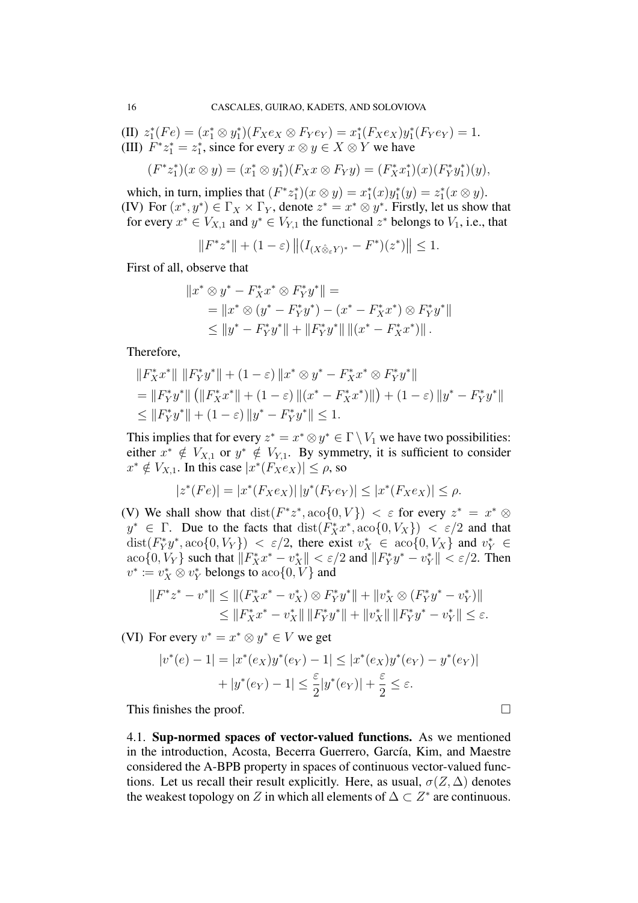(II) $z_1^*(Fe) = (x_1^* \otimes y_1^*)(F_X e_X \otimes F_Y e_Y) = x_1^*(F_X e_X) y_1^*(F_Y e_Y) = 1$.

(III) $F^* z_1^* = z_1^*$, since for every $x \otimes y \in X \otimes Y$ we have

$$(F^* z_1^*)(x \otimes y) = (x_1^* \otimes y_1^*)(F_X x \otimes F_Y y) = (F_X^* x_1^*)(x)(F_Y^* y_1^*)(y),$$

which, in turn, implies that $(F^* z_1^*)(x \otimes y) = x_1^*(x) y_1^*(y) = z_1^*(x \otimes y)$.

(IV) For $(x^*, y^*) \in \Gamma_X \times \Gamma_Y$, denote $z^* = x^* \otimes y^*$. Firstly, let us show that for every $x^* \in V_{X,1}$ and $y^* \in V_{Y,1}$ the functional $z^*$ belongs to $V_1$, i.e., that

$$\|F^* z^*\| + (1 - \varepsilon) \left\| (I_{(X \hat{\otimes}_\varepsilon Y)^*} - F^*)(z^*) \right\| \leq 1.$$

First of all, observe that

$$\begin{aligned}
&\|x^* \otimes y^* - F_X^* x^* \otimes F_Y^* y^*\| = \\
&\quad = \|x^* \otimes (y^* - F_Y^* y^*) - (x^* - F_X^* x^*) \otimes F_Y^* y^*\| \\
&\quad \leq \|y^* - F_Y^* y^*\| + \|F_Y^* y^*\| \, \|(x^* - F_X^* x^*)\| .
\end{aligned}$$

Therefore,

$$\begin{aligned}
&\|F_X^* x^*\| \, \|F_Y^* y^*\| + (1 - \varepsilon) \|x^* \otimes y^* - F_X^* x^* \otimes F_Y^* y^*\| \\
&= \|F_Y^* y^*\| \left( \|F_X^* x^*\| + (1 - \varepsilon) \|(x^* - F_X^* x^*)\| \right) + (1 - \varepsilon) \|y^* - F_Y^* y^*\| \\
&\leq \|F_Y^* y^*\| + (1 - \varepsilon) \|y^* - F_Y^* y^*\| \leq 1.
\end{aligned}$$

This implies that for every $z^* = x^* \otimes y^* \in \Gamma \setminus V_1$ we have two possibilities: either $x^* \notin V_{X,1}$ or $y^* \notin V_{Y,1}$. By symmetry, it is sufficient to consider $x^* \notin V_{X,1}$. In this case $|x^*(F_X e_X)| \leq \rho$, so

$$|z^*(Fe)| = |x^*(F_X e_X)| \, |y^*(F_Y e_Y)| \leq |x^*(F_X e_X)| \leq \rho.$$

(V) We shall show that $\operatorname{dist}(F^* z^*, \operatorname{aco}\{0, V\}) < \varepsilon$ for every $z^* = x^* \otimes y^* \in \Gamma$. Due to the facts that $\operatorname{dist}(F_X^* x^*, \operatorname{aco}\{0, V_X\}) < \varepsilon/2$ and that $\operatorname{dist}(F_Y^* y^*, \operatorname{aco}\{0, V_Y\}) < \varepsilon/2$, there exist $v_X^* \in \operatorname{aco}\{0, V_X\}$ and $v_Y^* \in \operatorname{aco}\{0, V_Y\}$ such that $\|F_X^* x^* - v_X^*\| < \varepsilon/2$ and $\|F_Y^* y^* - v_Y^*\| < \varepsilon/2$. Then $v^* := v_X^* \otimes v_Y^*$ belongs to $\operatorname{aco}\{0, V\}$ and

$$\begin{aligned}
\|F^* z^* - v^*\| &\leq \|(F_X^* x^* - v_X^*) \otimes F_Y^* y^*\| + \|v_X^* \otimes (F_Y^* y^* - v_Y^*)\| \\
&\leq \|F_X^* x^* - v_X^*\| \, \|F_Y^* y^*\| + \|v_X^*\| \, \|F_Y^* y^* - v_Y^*\| \leq \varepsilon.
\end{aligned}$$

(VI) For every $v^* = x^* \otimes y^* \in V$ we get

$$\begin{aligned}
|v^*(e) - 1| = |x^*(e_X) y^*(e_Y) - 1| &\leq |x^*(e_X) y^*(e_Y) - y^*(e_Y)| \\
&+ |y^*(e_Y) - 1| \leq \frac{\varepsilon}{2} |y^*(e_Y)| + \frac{\varepsilon}{2} \leq \varepsilon.
\end{aligned}$$

This finishes the proof. $\square$

4.1. **Sup-normed spaces of vector-valued functions.** As we mentioned in the introduction, Acosta, Becerra Guerrero, García, Kim, and Maestre considered the A-BPB property in spaces of continuous vector-valued functions. Let us recall their result explicitly. Here, as usual, $\sigma(Z, \Delta)$ denotes the weakest topology on $Z$ in which all elements of $\Delta \subset Z^*$ are continuous.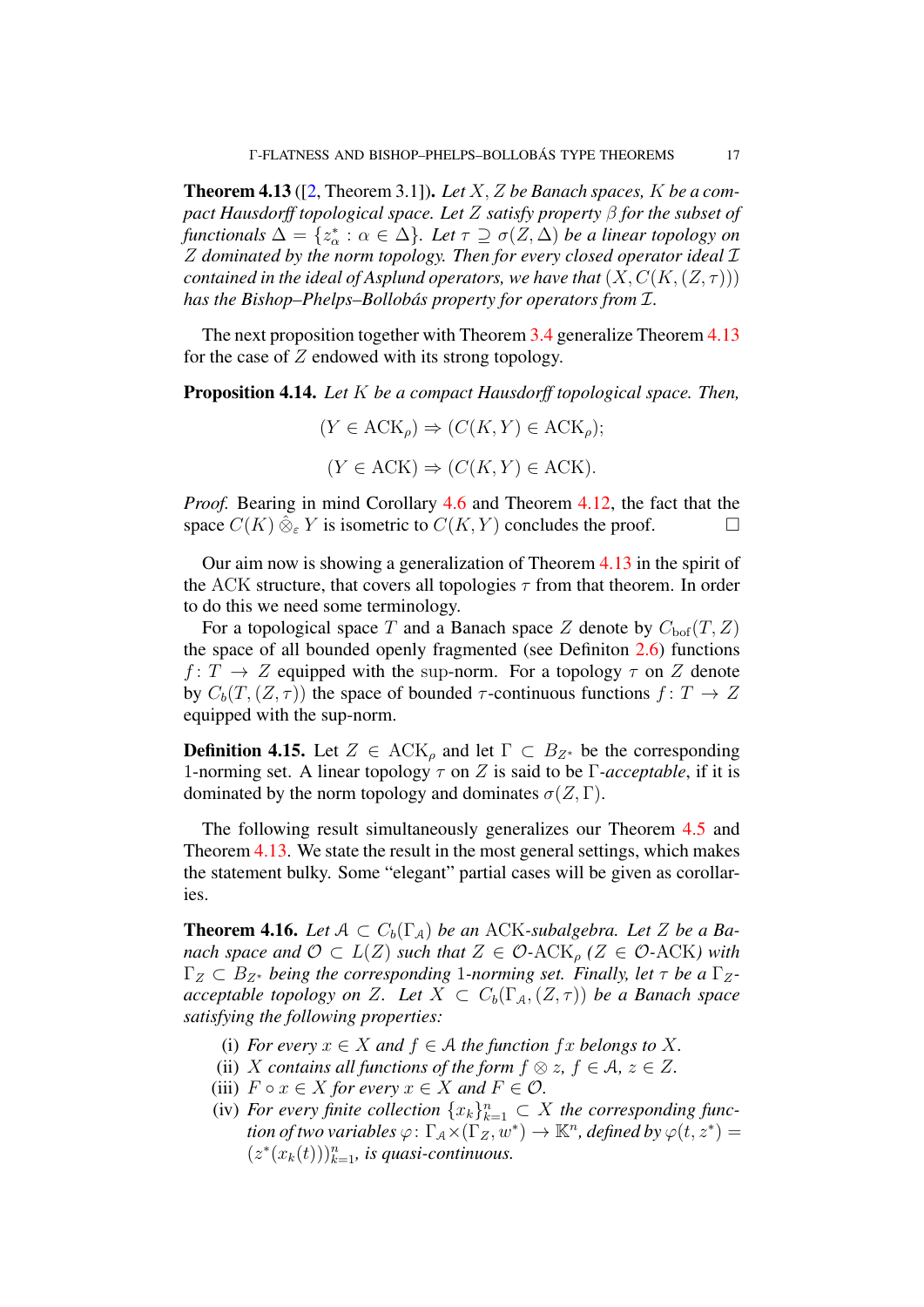**Theorem 4.13** ([2, Theorem 3.1]). *Let $X, Z$ be Banach spaces, $K$ be a compact Hausdorff topological space. Let $Z$ satisfy property $\beta$ for the subset of functionals $\Delta = \{z^*_\alpha : \alpha \in \Delta\}$. Let $\tau \supseteq \sigma(Z, \Delta)$ be a linear topology on $Z$ dominated by the norm topology. Then for every closed operator ideal $\mathcal{I}$ contained in the ideal of Asplund operators, we have that $(X, C(K, (Z, \tau)))$ has the Bishop–Phelps–Bollobás property for operators from $\mathcal{I}$.*

The next proposition together with Theorem 3.4 generalize Theorem 4.13 for the case of $Z$ endowed with its strong topology.

**Proposition 4.14.** *Let $K$ be a compact Hausdorff topological space. Then,*

$$(Y \in \mathrm{ACK}_\rho) \Rightarrow (C(K, Y) \in \mathrm{ACK}_\rho);$$

$$(Y \in \mathrm{ACK}) \Rightarrow (C(K, Y) \in \mathrm{ACK}).$$

*Proof.* Bearing in mind Corollary 4.6 and Theorem 4.12, the fact that the space $C(K) \mathbin{\hat{\otimes}_\varepsilon} Y$ is isometric to $C(K, Y)$ concludes the proof. $\square$

Our aim now is showing a generalization of Theorem 4.13 in the spirit of the ACK structure, that covers all topologies $\tau$ from that theorem. In order to do this we need some terminology.

For a topological space $T$ and a Banach space $Z$ denote by $C_{\mathrm{bof}}(T, Z)$ the space of all bounded openly fragmented (see Definiton 2.6) functions $f : T \to Z$ equipped with the sup-norm. For a topology $\tau$ on $Z$ denote by $C_b(T, (Z, \tau))$ the space of bounded $\tau$-continuous functions $f : T \to Z$ equipped with the sup-norm.

**Definition 4.15.** Let $Z \in \mathrm{ACK}_\rho$ and let $\Gamma \subset B_{Z^*}$ be the corresponding 1-norming set. A linear topology $\tau$ on $Z$ is said to be $\Gamma$-*acceptable*, if it is dominated by the norm topology and dominates $\sigma(Z, \Gamma)$.

The following result simultaneously generalizes our Theorem 4.5 and Theorem 4.13. We state the result in the most general settings, which makes the statement bulky. Some "elegant" partial cases will be given as corollaries.

**Theorem 4.16.** *Let $\mathcal{A} \subset C_b(\Gamma_\mathcal{A})$ be an ACK-subalgebra. Let $Z$ be a Banach space and $\mathcal{O} \subset L(Z)$ such that $Z \in \mathcal{O}\text{-}\mathrm{ACK}_\rho$ ($Z \in \mathcal{O}\text{-}\mathrm{ACK}$) with $\Gamma_Z \subset B_{Z^*}$ being the corresponding 1-norming set. Finally, let $\tau$ be a $\Gamma_Z$-acceptable topology on $Z$. Let $X \subset C_b(\Gamma_\mathcal{A}, (Z, \tau))$ be a Banach space satisfying the following properties:*

- (i) *For every $x \in X$ and $f \in \mathcal{A}$ the function $fx$ belongs to $X$.*
- (ii) *$X$ contains all functions of the form $f \otimes z$, $f \in \mathcal{A}$, $z \in Z$.*
- (iii) *$F \circ x \in X$ for every $x \in X$ and $F \in \mathcal{O}$.*
- (iv) *For every finite collection $\{x_k\}_{k=1}^n \subset X$ the corresponding function of two variables $\varphi : \Gamma_\mathcal{A} \times (\Gamma_Z, w^*) \to \mathbb{K}^n$, defined by $\varphi(t, z^*) = (z^*(x_k(t)))_{k=1}^n$, is quasi-continuous.*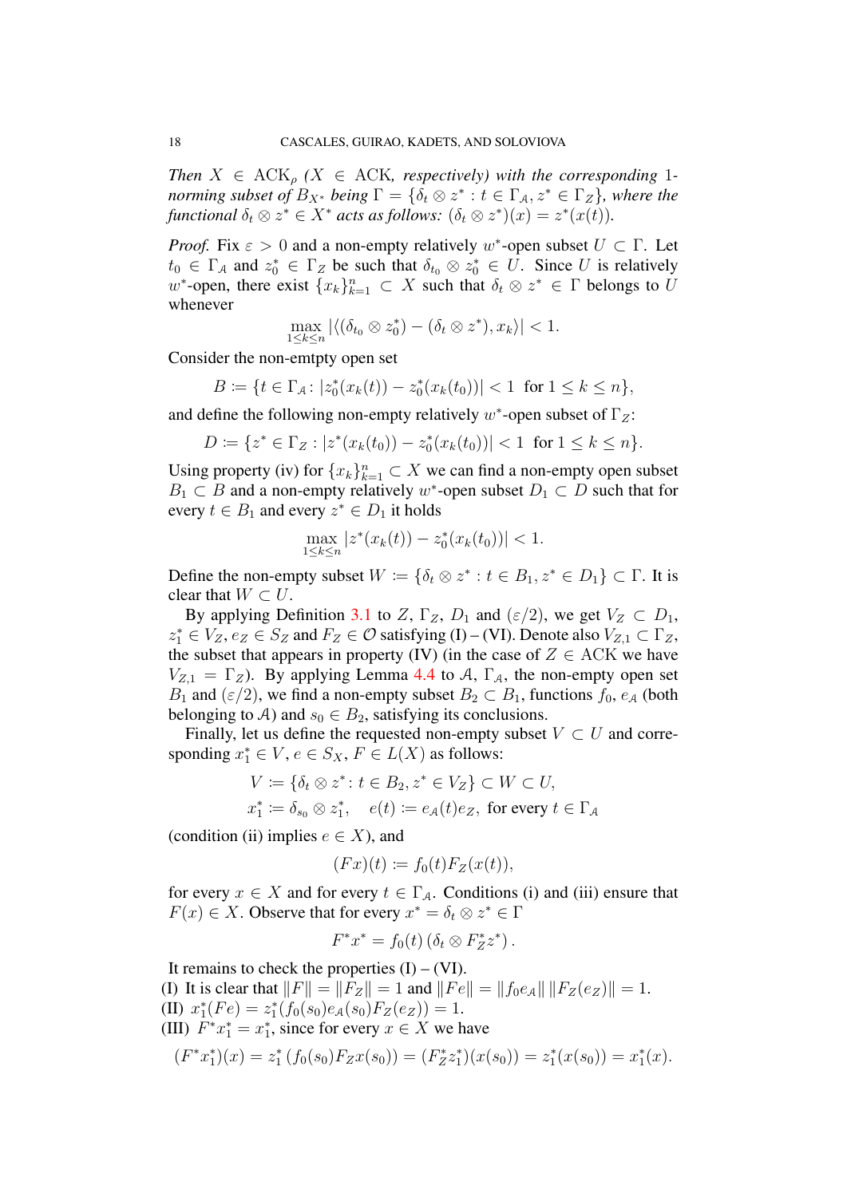*Then $X \in \mathrm{ACK}_\rho$ ($X \in \mathrm{ACK}$, respectively) with the corresponding 1-norming subset of $B_{X^*}$ being $\Gamma = \{\delta_t \otimes z^* : t \in \Gamma_{\mathcal{A}}, z^* \in \Gamma_Z\}$, where the functional $\delta_t \otimes z^* \in X^*$ acts as follows: $(\delta_t \otimes z^*)(x) = z^*(x(t))$.*

*Proof.* Fix $\varepsilon > 0$ and a non-empty relatively $w^*$-open subset $U \subset \Gamma$. Let $t_0 \in \Gamma_{\mathcal{A}}$ and $z_0^* \in \Gamma_Z$ be such that $\delta_{t_0} \otimes z_0^* \in U$. Since $U$ is relatively $w^*$-open, there exist $\{x_k\}_{k=1}^n \subset X$ such that $\delta_t \otimes z^* \in \Gamma$ belongs to $U$ whenever

$$\max_{1 \le k \le n} |\langle (\delta_{t_0} \otimes z_0^*) - (\delta_t \otimes z^*), x_k \rangle| < 1.$$

Consider the non-emtpty open set

$$B := \{t \in \Gamma_{\mathcal{A}} : |z_0^*(x_k(t)) - z_0^*(x_k(t_0))| < 1 \ \text{ for } 1 \le k \le n\},$$

and define the following non-empty relatively $w^*$-open subset of $\Gamma_Z$:

$$D := \{z^* \in \Gamma_Z : |z^*(x_k(t_0)) - z_0^*(x_k(t_0))| < 1 \ \text{ for } 1 \le k \le n\}.$$

Using property (iv) for $\{x_k\}_{k=1}^n \subset X$ we can find a non-empty open subset $B_1 \subset B$ and a non-empty relatively $w^*$-open subset $D_1 \subset D$ such that for every $t \in B_1$ and every $z^* \in D_1$ it holds

$$\max_{1 \le k \le n} |z^*(x_k(t)) - z_0^*(x_k(t_0))| < 1.$$

Define the non-empty subset $W := \{\delta_t \otimes z^* : t \in B_1, z^* \in D_1\} \subset \Gamma$. It is clear that $W \subset U$.

By applying Definition 3.1 to $Z$, $\Gamma_Z$, $D_1$ and $(\varepsilon/2)$, we get $V_Z \subset D_1$, $z_1^* \in V_Z$, $e_Z \in S_Z$ and $F_Z \in \mathcal{O}$ satisfying (I) – (VI). Denote also $V_{Z,1} \subset \Gamma_Z$, the subset that appears in property (IV) (in the case of $Z \in \mathrm{ACK}$ we have $V_{Z,1} = \Gamma_Z$). By applying Lemma 4.4 to $\mathcal{A}$, $\Gamma_{\mathcal{A}}$, the non-empty open set $B_1$ and $(\varepsilon/2)$, we find a non-empty subset $B_2 \subset B_1$, functions $f_0$, $e_{\mathcal{A}}$ (both belonging to $\mathcal{A}$) and $s_0 \in B_2$, satisfying its conclusions.

Finally, let us define the requested non-empty subset $V \subset U$ and corresponding $x_1^* \in V$, $e \in S_X$, $F \in L(X)$ as follows:

$$V := \{\delta_t \otimes z^* : t \in B_2, z^* \in V_Z\} \subset W \subset U,$$
$$x_1^* := \delta_{s_0} \otimes z_1^*, \quad e(t) := e_{\mathcal{A}}(t) e_Z, \text{ for every } t \in \Gamma_{\mathcal{A}}$$

(condition (ii) implies $e \in X$), and

$$(Fx)(t) := f_0(t) F_Z(x(t)),$$

for every $x \in X$ and for every $t \in \Gamma_{\mathcal{A}}$. Conditions (i) and (iii) ensure that $F(x) \in X$. Observe that for every $x^* = \delta_t \otimes z^* \in \Gamma$

$$F^* x^* = f_0(t) \left( \delta_t \otimes F_Z^* z^* \right).$$

It remains to check the properties (I) – (VI).

(I) It is clear that $\|F\| = \|F_Z\| = 1$ and $\|Fe\| = \|f_0 e_{\mathcal{A}}\| \, \|F_Z(e_Z)\| = 1$.

(II) $x_1^*(Fe) = z_1^*(f_0(s_0) e_{\mathcal{A}}(s_0) F_Z(e_Z)) = 1$.

(III) $F^* x_1^* = x_1^*$, since for every $x \in X$ we have

$$(F^* x_1^*)(x) = z_1^* \left( f_0(s_0) F_Z x(s_0) \right) = (F_Z^* z_1^*)(x(s_0)) = z_1^*(x(s_0)) = x_1^*(x).$$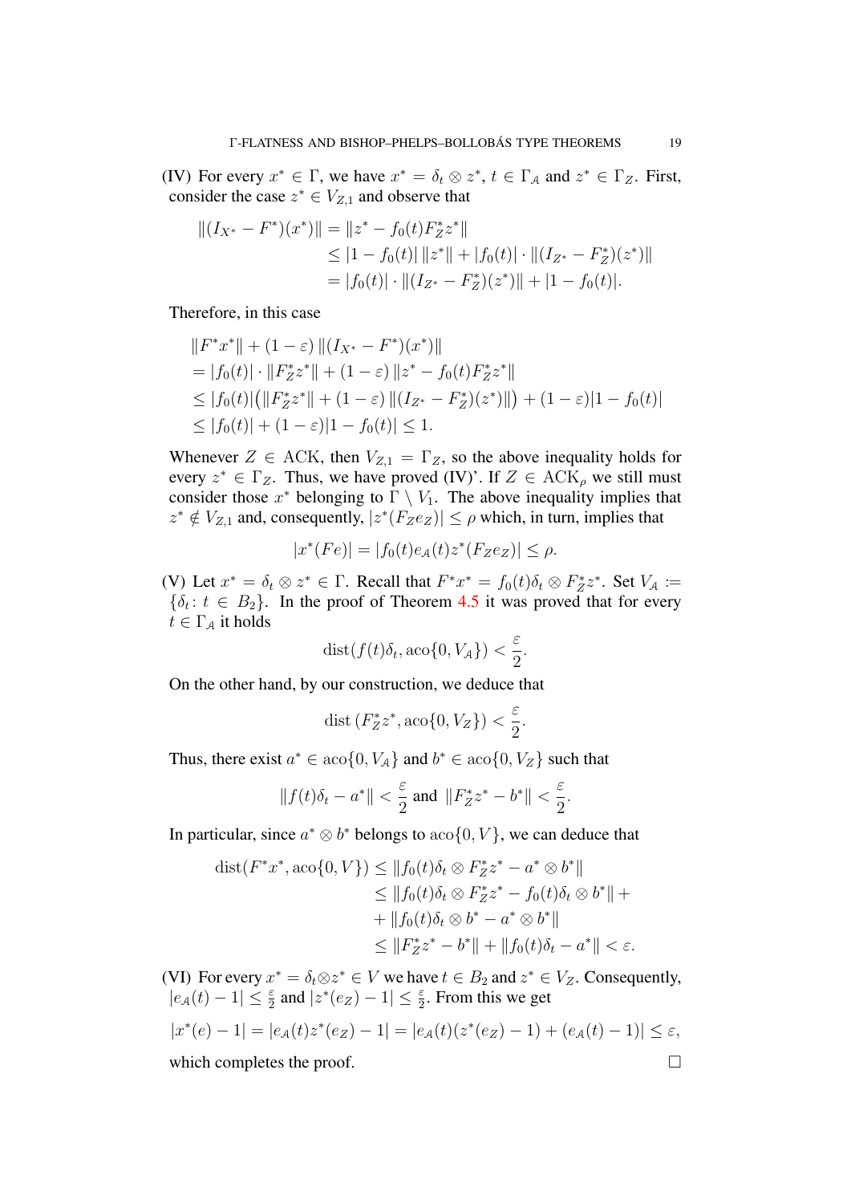(IV) For every $x^* \in \Gamma$, we have $x^* = \delta_t \otimes z^*$, $t \in \Gamma_{\mathcal{A}}$ and $z^* \in \Gamma_Z$. First, consider the case $z^* \in V_{Z,1}$ and observe that

$$
\begin{aligned}
\|(I_{X^*} - F^*)(x^*)\| &= \|z^* - f_0(t)F_Z^* z^*\| \\
&\leq |1 - f_0(t)| \, \|z^*\| + |f_0(t)| \cdot \|(I_{Z^*} - F_Z^*)(z^*)\| \\
&= |f_0(t)| \cdot \|(I_{Z^*} - F_Z^*)(z^*)\| + |1 - f_0(t)|.
\end{aligned}
$$

Therefore, in this case

$$
\begin{aligned}
&\|F^* x^*\| + (1 - \varepsilon) \, \|(I_{X^*} - F^*)(x^*)\| \\
&= |f_0(t)| \cdot \|F_Z^* z^*\| + (1 - \varepsilon) \, \|z^* - f_0(t) F_Z^* z^*\| \\
&\leq |f_0(t)| \big( \|F_Z^* z^*\| + (1 - \varepsilon) \, \|(I_{Z^*} - F_Z^*)(z^*)\| \big) + (1 - \varepsilon)|1 - f_0(t)| \\
&\leq |f_0(t)| + (1 - \varepsilon)|1 - f_0(t)| \leq 1.
\end{aligned}
$$

Whenever $Z \in \mathrm{ACK}$, then $V_{Z,1} = \Gamma_Z$, so the above inequality holds for every $z^* \in \Gamma_Z$. Thus, we have proved (IV)'. If $Z \in \mathrm{ACK}_\rho$ we still must consider those $x^*$ belonging to $\Gamma \setminus V_1$. The above inequality implies that $z^* \notin V_{Z,1}$ and, consequently, $|z^*(F_Z e_Z)| \leq \rho$ which, in turn, implies that

$$
|x^*(Fe)| = |f_0(t) e_{\mathcal{A}}(t) z^*(F_Z e_Z)| \leq \rho.
$$

(V) Let $x^* = \delta_t \otimes z^* \in \Gamma$. Recall that $F^* x^* = f_0(t) \delta_t \otimes F_Z^* z^*$. Set $V_{\mathcal{A}} := \{\delta_t \colon t \in B_2\}$. In the proof of Theorem 4.5 it was proved that for every $t \in \Gamma_{\mathcal{A}}$ it holds

$$
\mathrm{dist}(f(t)\delta_t, \mathrm{aco}\{0, V_{\mathcal{A}}\}) < \frac{\varepsilon}{2}.
$$

On the other hand, by our construction, we deduce that

$$
\mathrm{dist}\,(F_Z^* z^*, \mathrm{aco}\{0, V_Z\}) < \frac{\varepsilon}{2}.
$$

Thus, there exist $a^* \in \mathrm{aco}\{0, V_{\mathcal{A}}\}$ and $b^* \in \mathrm{aco}\{0, V_Z\}$ such that

$$
\|f(t)\delta_t - a^*\| < \frac{\varepsilon}{2} \text{ and } \|F_Z^* z^* - b^*\| < \frac{\varepsilon}{2}.
$$

In particular, since $a^* \otimes b^*$ belongs to $\mathrm{aco}\{0, V\}$, we can deduce that

$$
\begin{aligned}
\mathrm{dist}(F^* x^*, \mathrm{aco}\{0, V\}) &\leq \|f_0(t)\delta_t \otimes F_Z^* z^* - a^* \otimes b^*\| \\
&\leq \|f_0(t)\delta_t \otimes F_Z^* z^* - f_0(t)\delta_t \otimes b^*\| + \\
&+ \|f_0(t)\delta_t \otimes b^* - a^* \otimes b^*\| \\
&\leq \|F_Z^* z^* - b^*\| + \|f_0(t)\delta_t - a^*\| < \varepsilon.
\end{aligned}
$$

(VI) For every $x^* = \delta_t \otimes z^* \in V$ we have $t \in B_2$ and $z^* \in V_Z$. Consequently, $|e_{\mathcal{A}}(t) - 1| \leq \frac{\varepsilon}{2}$ and $|z^*(e_Z) - 1| \leq \frac{\varepsilon}{2}$. From this we get

$$
|x^*(e) - 1| = |e_{\mathcal{A}}(t) z^*(e_Z) - 1| = |e_{\mathcal{A}}(t)(z^*(e_Z) - 1) + (e_{\mathcal{A}}(t) - 1)| \leq \varepsilon,
$$

which completes the proof. $\square$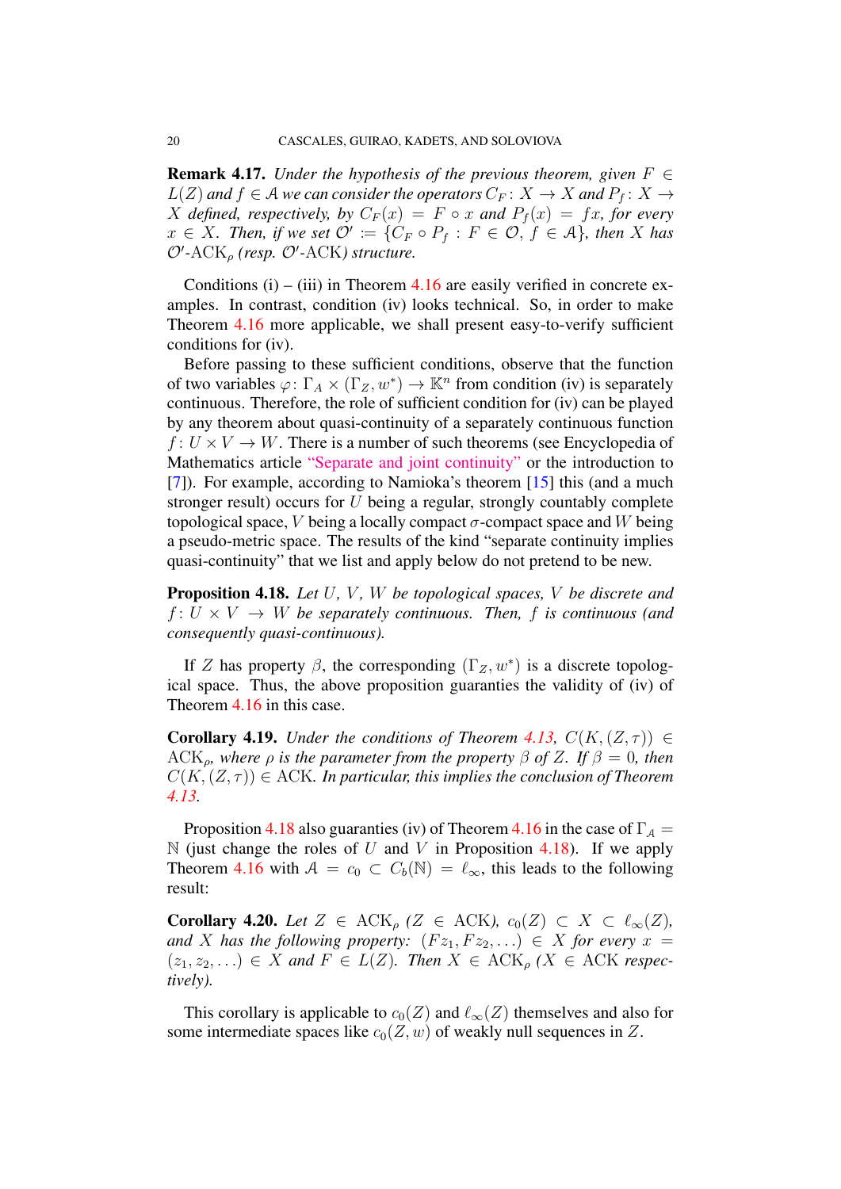**Remark 4.17.** *Under the hypothesis of the previous theorem, given $F \in L(Z)$ and $f \in \mathcal{A}$ we can consider the operators $C_F\colon X \to X$ and $P_f\colon X \to X$ defined, respectively, by $C_F(x) = F \circ x$ and $P_f(x) = fx$, for every $x \in X$. Then, if we set $\mathcal{O}' := \{C_F \circ P_f : F \in \mathcal{O},\ f \in \mathcal{A}\}$, then $X$ has $\mathcal{O}'$-$\mathrm{ACK}_\rho$ (resp. $\mathcal{O}'$-$\mathrm{ACK}$) structure.*

Conditions (i) – (iii) in Theorem 4.16 are easily verified in concrete examples. In contrast, condition (iv) looks technical. So, in order to make Theorem 4.16 more applicable, we shall present easy-to-verify sufficient conditions for (iv).

Before passing to these sufficient conditions, observe that the function of two variables $\varphi\colon \Gamma_A \times (\Gamma_Z, w^*) \to \mathbb{K}^n$ from condition (iv) is separately continuous. Therefore, the role of sufficient condition for (iv) can be played by any theorem about quasi-continuity of a separately continuous function $f\colon U \times V \to W$. There is a number of such theorems (see Encyclopedia of Mathematics article "Separate and joint continuity" or the introduction to [7]). For example, according to Namioka's theorem [15] this (and a much stronger result) occurs for $U$ being a regular, strongly countably complete topological space, $V$ being a locally compact $\sigma$-compact space and $W$ being a pseudo-metric space. The results of the kind "separate continuity implies quasi-continuity" that we list and apply below do not pretend to be new.

**Proposition 4.18.** *Let $U$, $V$, $W$ be topological spaces, $V$ be discrete and $f\colon U \times V \to W$ be separately continuous. Then, $f$ is continuous (and consequently quasi-continuous).*

If $Z$ has property $\beta$, the corresponding $(\Gamma_Z, w^*)$ is a discrete topological space. Thus, the above proposition guarantees the validity of (iv) of Theorem 4.16 in this case.

**Corollary 4.19.** *Under the conditions of Theorem 4.13, $C(K,(Z,\tau)) \in \mathrm{ACK}_\rho$, where $\rho$ is the parameter from the property $\beta$ of $Z$. If $\beta = 0$, then $C(K,(Z,\tau)) \in \mathrm{ACK}$. In particular, this implies the conclusion of Theorem 4.13.*

Proposition 4.18 also guaranties (iv) of Theorem 4.16 in the case of $\Gamma_A = \mathbb{N}$ (just change the roles of $U$ and $V$ in Proposition 4.18). If we apply Theorem 4.16 with $\mathcal{A} = c_0 \subset C_b(\mathbb{N}) = \ell_\infty$, this leads to the following result:

**Corollary 4.20.** *Let $Z \in \mathrm{ACK}_\rho$ ($Z \in \mathrm{ACK}$), $c_0(Z) \subset X \subset \ell_\infty(Z)$, and $X$ has the following property: $(Fz_1, Fz_2, \dots) \in X$ for every $x = (z_1, z_2, \dots) \in X$ and $F \in L(Z)$. Then $X \in \mathrm{ACK}_\rho$ ($X \in \mathrm{ACK}$ respectively).*

This corollary is applicable to $c_0(Z)$ and $\ell_\infty(Z)$ themselves and also for some intermediate spaces like $c_0(Z, w)$ of weakly null sequences in $Z$.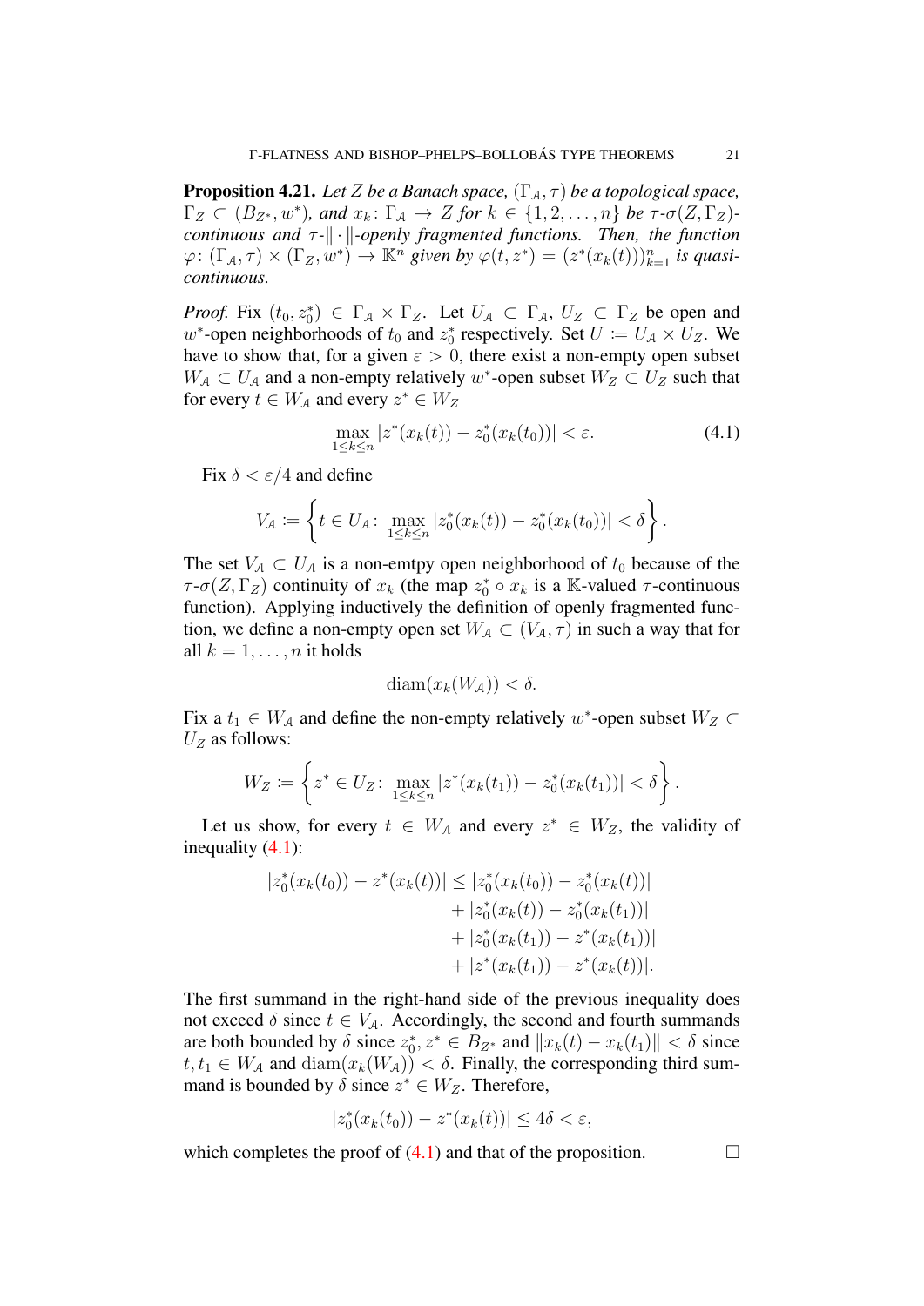**Proposition 4.21.** *Let $Z$ be a Banach space, $(\Gamma_{\mathcal{A}}, \tau)$ be a topological space, $\Gamma_Z \subset (B_{Z^*}, w^*)$, and $x_k \colon \Gamma_{\mathcal{A}} \to Z$ for $k \in \{1, 2, \ldots, n\}$ be $\tau$-$\sigma(Z, \Gamma_Z)$-continuous and $\tau$-$\|\cdot\|$-openly fragmented functions. Then, the function $\varphi \colon (\Gamma_{\mathcal{A}}, \tau) \times (\Gamma_Z, w^*) \to \mathbb{K}^n$ given by $\varphi(t, z^*) = (z^*(x_k(t)))_{k=1}^n$ is quasi-continuous.*

*Proof.* Fix $(t_0, z_0^*) \in \Gamma_{\mathcal{A}} \times \Gamma_Z$. Let $U_{\mathcal{A}} \subset \Gamma_{\mathcal{A}}$, $U_Z \subset \Gamma_Z$ be open and $w^*$-open neighborhoods of $t_0$ and $z_0^*$ respectively. Set $U := U_{\mathcal{A}} \times U_Z$. We have to show that, for a given $\varepsilon > 0$, there exist a non-empty open subset $W_{\mathcal{A}} \subset U_{\mathcal{A}}$ and a non-empty relatively $w^*$-open subset $W_Z \subset U_Z$ such that for every $t \in W_{\mathcal{A}}$ and every $z^* \in W_Z$

$$\max_{1 \le k \le n} |z^*(x_k(t)) - z_0^*(x_k(t_0))| < \varepsilon. \tag{4.1}$$

Fix $\delta < \varepsilon/4$ and define

$$V_{\mathcal{A}} := \left\{ t \in U_{\mathcal{A}} \colon \max_{1 \le k \le n} |z_0^*(x_k(t)) - z_0^*(x_k(t_0))| < \delta \right\}.$$

The set $V_{\mathcal{A}} \subset U_{\mathcal{A}}$ is a non-emtpy open neighborhood of $t_0$ because of the $\tau$-$\sigma(Z, \Gamma_Z)$ continuity of $x_k$ (the map $z_0^* \circ x_k$ is a $\mathbb{K}$-valued $\tau$-continuous function). Applying inductively the definition of openly fragmented function, we define a non-empty open set $W_{\mathcal{A}} \subset (V_{\mathcal{A}}, \tau)$ in such a way that for all $k = 1, \ldots, n$ it holds

$$\operatorname{diam}(x_k(W_{\mathcal{A}})) < \delta.$$

Fix a $t_1 \in W_{\mathcal{A}}$ and define the non-empty relatively $w^*$-open subset $W_Z \subset U_Z$ as follows:

$$W_Z := \left\{ z^* \in U_Z \colon \max_{1 \le k \le n} |z^*(x_k(t_1)) - z_0^*(x_k(t_1))| < \delta \right\}.$$

Let us show, for every $t \in W_{\mathcal{A}}$ and every $z^* \in W_Z$, the validity of inequality (4.1):

$$\begin{aligned}
|z_0^*(x_k(t_0)) - z^*(x_k(t))| \le\ & |z_0^*(x_k(t_0)) - z_0^*(x_k(t))| \\
& + |z_0^*(x_k(t)) - z_0^*(x_k(t_1))| \\
& + |z_0^*(x_k(t_1)) - z^*(x_k(t_1))| \\
& + |z^*(x_k(t_1)) - z^*(x_k(t))|.
\end{aligned}$$

The first summand in the right-hand side of the previous inequality does not exceed $\delta$ since $t \in V_{\mathcal{A}}$. Accordingly, the second and fourth summands are both bounded by $\delta$ since $z_0^*, z^* \in B_{Z^*}$ and $\|x_k(t) - x_k(t_1)\| < \delta$ since $t, t_1 \in W_{\mathcal{A}}$ and $\operatorname{diam}(x_k(W_{\mathcal{A}})) < \delta$. Finally, the corresponding third summand is bounded by $\delta$ since $z^* \in W_Z$. Therefore,

$$|z_0^*(x_k(t_0)) - z^*(x_k(t))| \le 4\delta < \varepsilon,$$

which completes the proof of (4.1) and that of the proposition. $\square$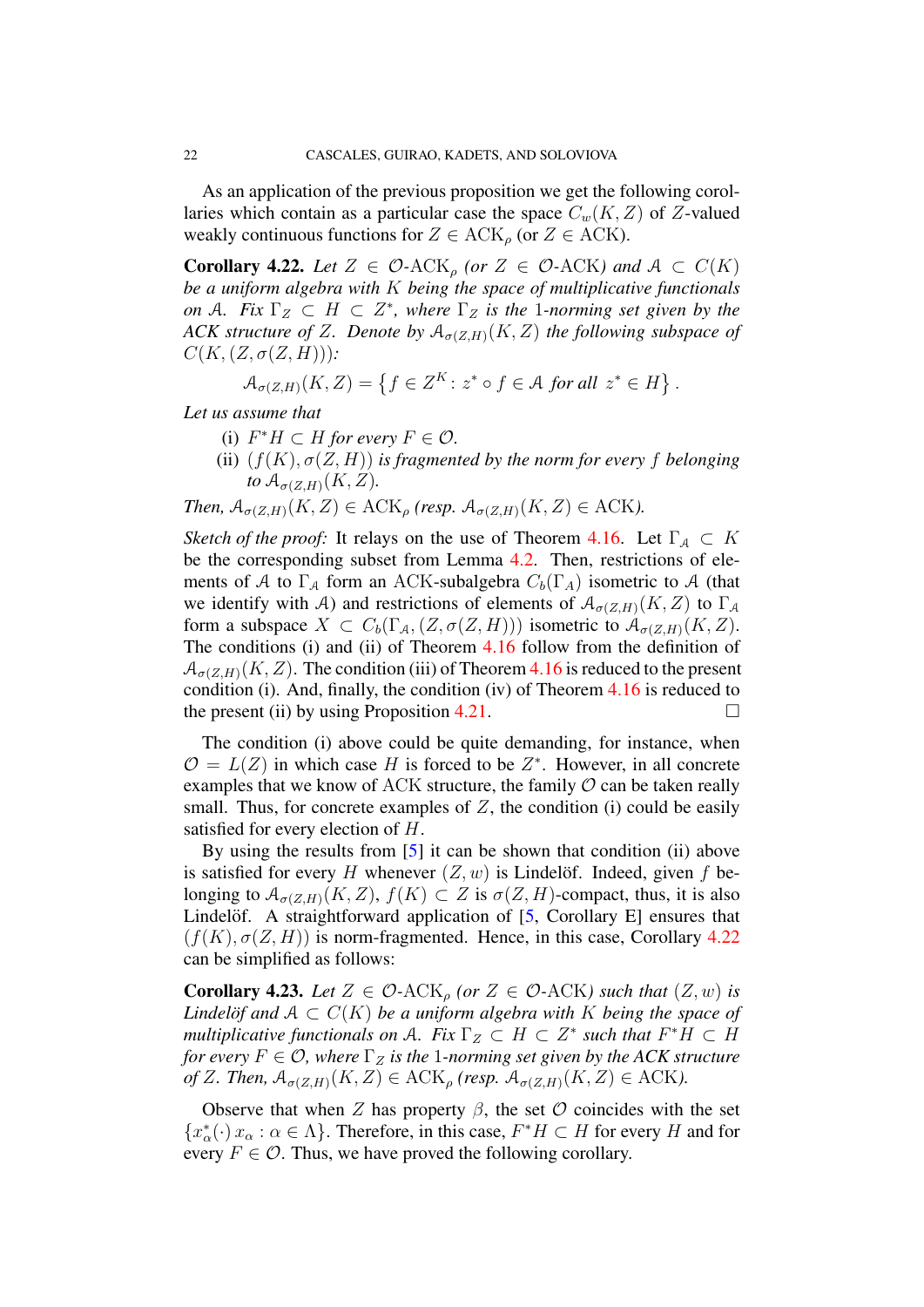As an application of the previous proposition we get the following corollaries which contain as a particular case the space $C_w(K,Z)$ of $Z$-valued weakly continuous functions for $Z \in \mathrm{ACK}_\rho$ (or $Z \in \mathrm{ACK}$).

**Corollary 4.22.** *Let $Z \in \mathcal{O}$-$\mathrm{ACK}_\rho$ (or $Z \in \mathcal{O}$-$\mathrm{ACK}$) and $\mathcal{A} \subset C(K)$ be a uniform algebra with $K$ being the space of multiplicative functionals on $\mathcal{A}$. Fix $\Gamma_Z \subset H \subset Z^*$, where $\Gamma_Z$ is the 1-norming set given by the ACK structure of $Z$. Denote by $\mathcal{A}_{\sigma(Z,H)}(K,Z)$ the following subspace of $C(K,(Z,\sigma(Z,H)))$:*

$$\mathcal{A}_{\sigma(Z,H)}(K,Z) = \left\{ f \in Z^K \colon z^* \circ f \in \mathcal{A} \text{ for all } z^* \in H \right\}.$$

*Let us assume that*

- (i) *$F^* H \subset H$ for every $F \in \mathcal{O}$.*
- (ii) *$(f(K), \sigma(Z,H))$ is fragmented by the norm for every $f$ belonging to $\mathcal{A}_{\sigma(Z,H)}(K,Z)$.*

*Then, $\mathcal{A}_{\sigma(Z,H)}(K,Z) \in \mathrm{ACK}_\rho$ (resp. $\mathcal{A}_{\sigma(Z,H)}(K,Z) \in \mathrm{ACK}$).*

*Sketch of the proof:* It relays on the use of Theorem 4.16. Let $\Gamma_\mathcal{A} \subset K$ be the corresponding subset from Lemma 4.2. Then, restrictions of elements of $\mathcal{A}$ to $\Gamma_\mathcal{A}$ form an ACK-subalgebra $C_b(\Gamma_A)$ isometric to $\mathcal{A}$ (that we identify with $\mathcal{A}$) and restrictions of elements of $\mathcal{A}_{\sigma(Z,H)}(K,Z)$ to $\Gamma_\mathcal{A}$ form a subspace $X \subset C_b(\Gamma_\mathcal{A},(Z,\sigma(Z,H)))$ isometric to $\mathcal{A}_{\sigma(Z,H)}(K,Z)$. The conditions (i) and (ii) of Theorem 4.16 follow from the definition of $\mathcal{A}_{\sigma(Z,H)}(K,Z)$. The condition (iii) of Theorem 4.16 is reduced to the present condition (i). And, finally, the condition (iv) of Theorem 4.16 is reduced to the present (ii) by using Proposition 4.21. □

The condition (i) above could be quite demanding, for instance, when $\mathcal{O} = L(Z)$ in which case $H$ is forced to be $Z^*$. However, in all concrete examples that we know of ACK structure, the family $\mathcal{O}$ can be taken really small. Thus, for concrete examples of $Z$, the condition (i) could be easily satisfied for every election of $H$.

By using the results from [5] it can be shown that condition (ii) above is satisfied for every $H$ whenever $(Z,w)$ is Lindelöf. Indeed, given $f$ belonging to $\mathcal{A}_{\sigma(Z,H)}(K,Z)$, $f(K) \subset Z$ is $\sigma(Z,H)$-compact, thus, it is also Lindelöf. A straightforward application of [5, Corollary E] ensures that $(f(K),\sigma(Z,H))$ is norm-fragmented. Hence, in this case, Corollary 4.22 can be simplified as follows:

**Corollary 4.23.** *Let $Z \in \mathcal{O}$-$\mathrm{ACK}_\rho$ (or $Z \in \mathcal{O}$-$\mathrm{ACK}$) such that $(Z,w)$ is Lindelöf and $\mathcal{A} \subset C(K)$ be a uniform algebra with $K$ being the space of multiplicative functionals on $\mathcal{A}$. Fix $\Gamma_Z \subset H \subset Z^*$ such that $F^* H \subset H$ for every $F \in \mathcal{O}$, where $\Gamma_Z$ is the 1-norming set given by the ACK structure of $Z$. Then, $\mathcal{A}_{\sigma(Z,H)}(K,Z) \in \mathrm{ACK}_\rho$ (resp. $\mathcal{A}_{\sigma(Z,H)}(K,Z) \in \mathrm{ACK}$).*

Observe that when $Z$ has property $\beta$, the set $\mathcal{O}$ coincides with the set $\{x^*_\alpha(\cdot)\, x_\alpha : \alpha \in \Lambda\}$. Therefore, in this case, $F^* H \subset H$ for every $H$ and for every $F \in \mathcal{O}$. Thus, we have proved the following corollary.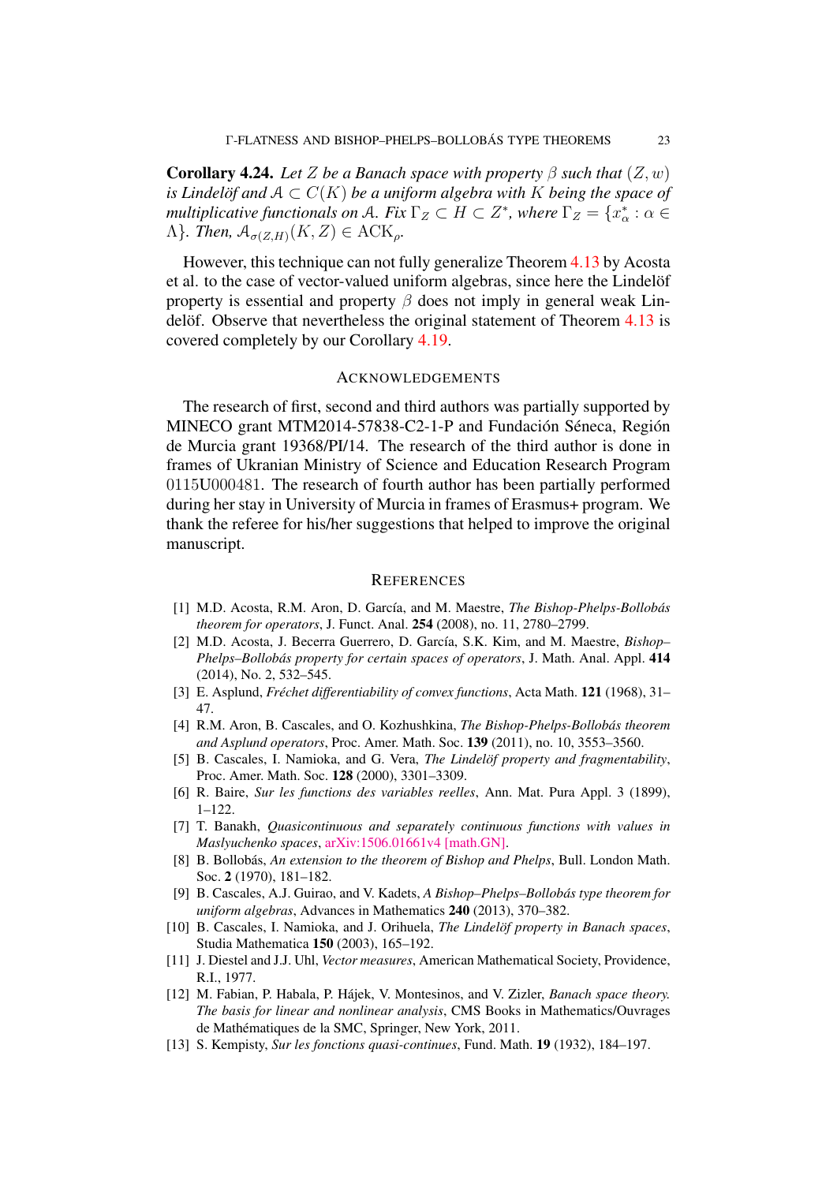**Corollary 4.24.** *Let $Z$ be a Banach space with property $\beta$ such that $(Z, w)$ is Lindelöf and $\mathcal{A} \subset C(K)$ be a uniform algebra with $K$ being the space of multiplicative functionals on $\mathcal{A}$. Fix $\Gamma_Z \subset H \subset Z^*$, where $\Gamma_Z = \{x^*_\alpha : \alpha \in \Lambda\}$. Then, $\mathcal{A}_{\sigma(Z,H)}(K, Z) \in \mathrm{ACK}_\rho$.*

However, this technique can not fully generalize Theorem 4.13 by Acosta et al. to the case of vector-valued uniform algebras, since here the Lindelöf property is essential and property $\beta$ does not imply in general weak Lindelöf. Observe that nevertheless the original statement of Theorem 4.13 is covered completely by our Corollary 4.19.

## Acknowledgements

The research of first, second and third authors was partially supported by MINECO grant MTM2014-57838-C2-1-P and Fundación Séneca, Región de Murcia grant 19368/PI/14. The research of the third author is done in frames of Ukranian Ministry of Science and Education Research Program $0115U000481$. The research of fourth author has been partially performed during her stay in University of Murcia in frames of Erasmus+ program. We thank the referee for his/her suggestions that helped to improve the original manuscript.

## References

[1] M.D. Acosta, R.M. Aron, D. García, and M. Maestre, *The Bishop-Phelps-Bollobás theorem for operators*, J. Funct. Anal. **254** (2008), no. 11, 2780–2799.

[2] M.D. Acosta, J. Becerra Guerrero, D. García, S.K. Kim, and M. Maestre, *Bishop–Phelps–Bollobás property for certain spaces of operators*, J. Math. Anal. Appl. **414** (2014), No. 2, 532–545.

[3] E. Asplund, *Fréchet differentiability of convex functions*, Acta Math. **121** (1968), 31–47.

[4] R.M. Aron, B. Cascales, and O. Kozhushkina, *The Bishop-Phelps-Bollobás theorem and Asplund operators*, Proc. Amer. Math. Soc. **139** (2011), no. 10, 3553–3560.

[5] B. Cascales, I. Namioka, and G. Vera, *The Lindelöf property and fragmentability*, Proc. Amer. Math. Soc. **128** (2000), 3301–3309.

[6] R. Baire, *Sur les functions des variables reelles*, Ann. Mat. Pura Appl. 3 (1899), 1–122.

[7] T. Banakh, *Quasicontinuous and separately continuous functions with values in Maslyuchenko spaces*, arXiv:1506.01661v4 [math.GN].

[8] B. Bollobás, *An extension to the theorem of Bishop and Phelps*, Bull. London Math. Soc. **2** (1970), 181–182.

[9] B. Cascales, A.J. Guirao, and V. Kadets, *A Bishop–Phelps–Bollobás type theorem for uniform algebras*, Advances in Mathematics **240** (2013), 370–382.

[10] B. Cascales, I. Namioka, and J. Orihuela, *The Lindelöf property in Banach spaces*, Studia Mathematica **150** (2003), 165–192.

[11] J. Diestel and J.J. Uhl, *Vector measures*, American Mathematical Society, Providence, R.I., 1977.

[12] M. Fabian, P. Habala, P. Hájek, V. Montesinos, and V. Zizler, *Banach space theory. The basis for linear and nonlinear analysis*, CMS Books in Mathematics/Ouvrages de Mathématiques de la SMC, Springer, New York, 2011.

[13] S. Kempisty, *Sur les fonctions quasi-continues*, Fund. Math. **19** (1932), 184–197.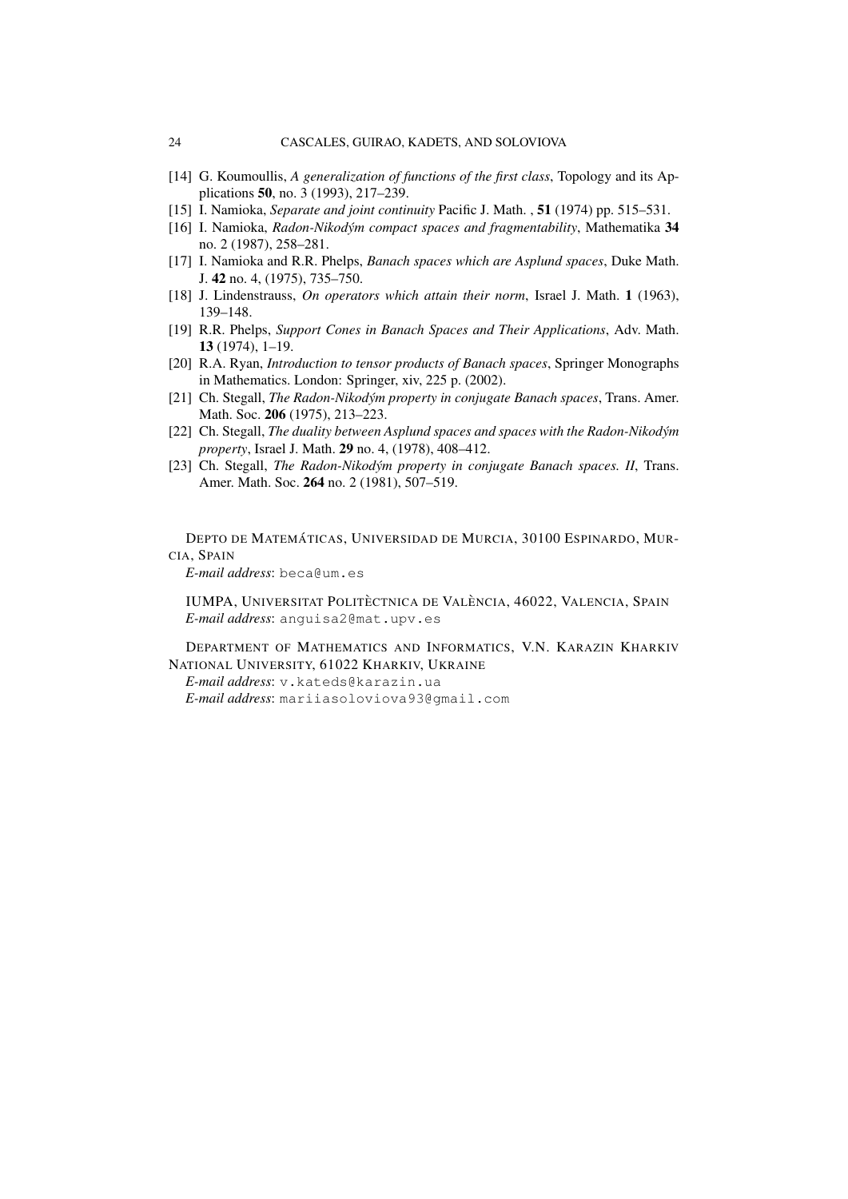[14] G. Koumoullis, *A generalization of functions of the first class*, Topology and its Applications **50**, no. 3 (1993), 217–239.

[15] I. Namioka, *Separate and joint continuity* Pacific J. Math. , **51** (1974) pp. 515–531.

[16] I. Namioka, *Radon-Nikodým compact spaces and fragmentability*, Mathematika **34** no. 2 (1987), 258–281.

[17] I. Namioka and R.R. Phelps, *Banach spaces which are Asplund spaces*, Duke Math. J. **42** no. 4, (1975), 735–750.

[18] J. Lindenstrauss, *On operators which attain their norm*, Israel J. Math. **1** (1963), 139–148.

[19] R.R. Phelps, *Support Cones in Banach Spaces and Their Applications*, Adv. Math. **13** (1974), 1–19.

[20] R.A. Ryan, *Introduction to tensor products of Banach spaces*, Springer Monographs in Mathematics. London: Springer, xiv, 225 p. (2002).

[21] Ch. Stegall, *The Radon-Nikodým property in conjugate Banach spaces*, Trans. Amer. Math. Soc. **206** (1975), 213–223.

[22] Ch. Stegall, *The duality between Asplund spaces and spaces with the Radon-Nikodým property*, Israel J. Math. **29** no. 4, (1978), 408–412.

[23] Ch. Stegall, *The Radon-Nikodým property in conjugate Banach spaces. II*, Trans. Amer. Math. Soc. **264** no. 2 (1981), 507–519.

DEPTO DE MATEMÁTICAS, UNIVERSIDAD DE MURCIA, 30100 ESPINARDO, MURCIA, SPAIN
*E-mail address*: beca@um.es

IUMPA, UNIVERSITAT POLITÈCTNICA DE VALÈNCIA, 46022, VALENCIA, SPAIN
*E-mail address*: anguisa2@mat.upv.es

DEPARTMENT OF MATHEMATICS AND INFORMATICS, V.N. KARAZIN KHARKIV NATIONAL UNIVERSITY, 61022 KHARKIV, UKRAINE
*E-mail address*: v.kateds@karazin.ua
*E-mail address*: mariiasoloviova93@gmail.com